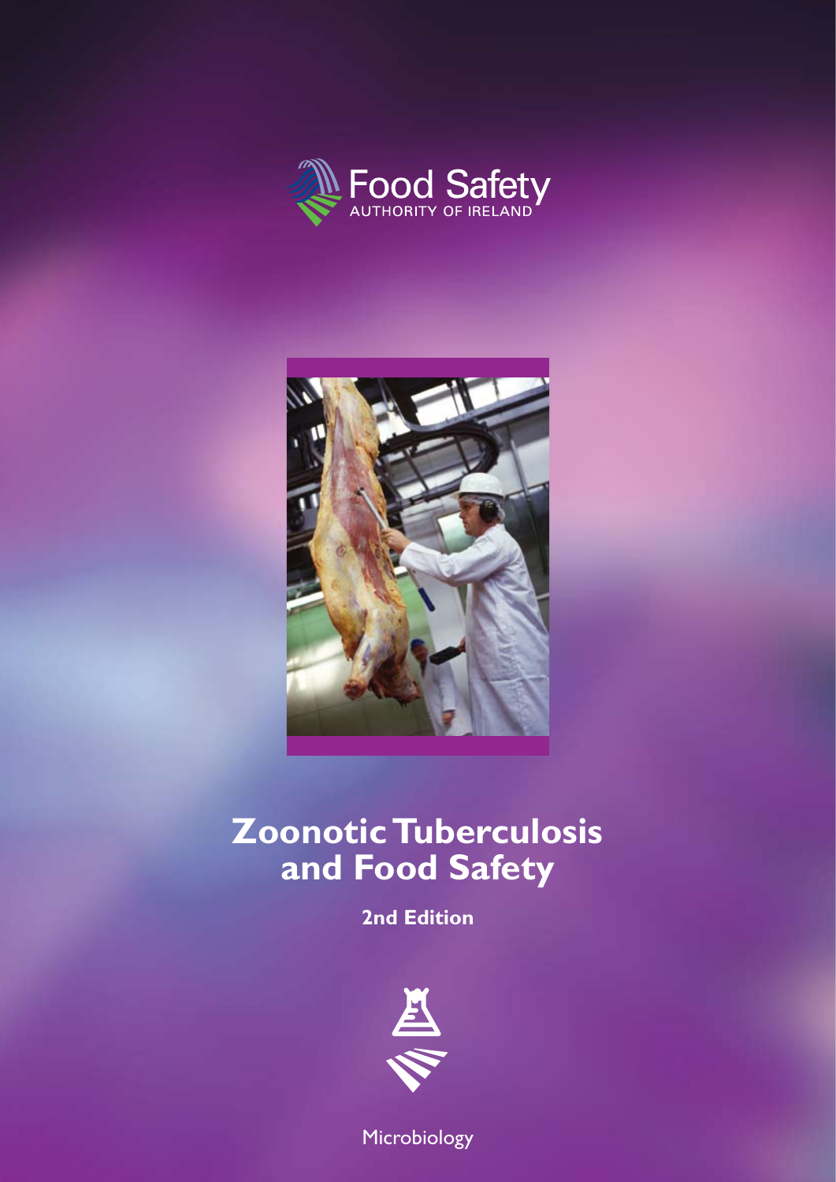Food Safety
AUTHORITY OF IRELAND

# Zoonotic Tuberculosis and Food Safety

**2nd Edition**

Microbiology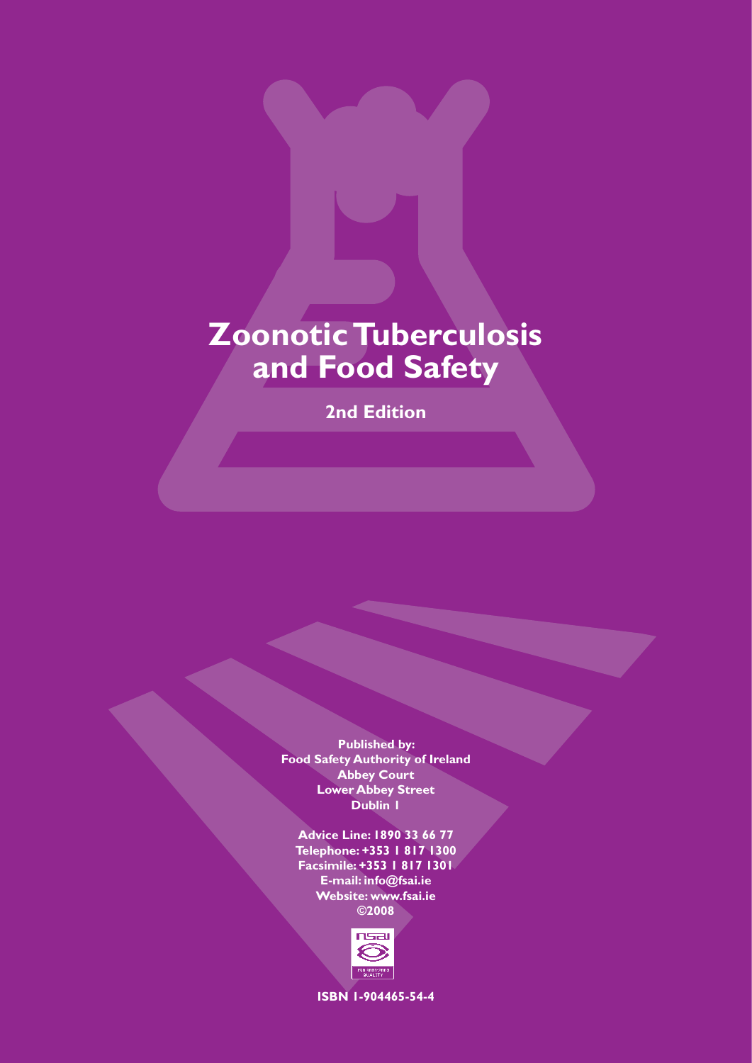# Zoonotic Tuberculosis and Food Safety

## 2nd Edition

**Published by:**
**Food Safety Authority of Ireland**
**Abbey Court**
**Lower Abbey Street**
**Dublin 1**

**Advice Line: 1890 33 66 77**
**Telephone: +353 1 817 1300**
**Facsimile: +353 1 817 1301**
**E-mail: info@fsai.ie**
**Website: www.fsai.ie**
**©2008**

**ISBN 1-904465-54-4**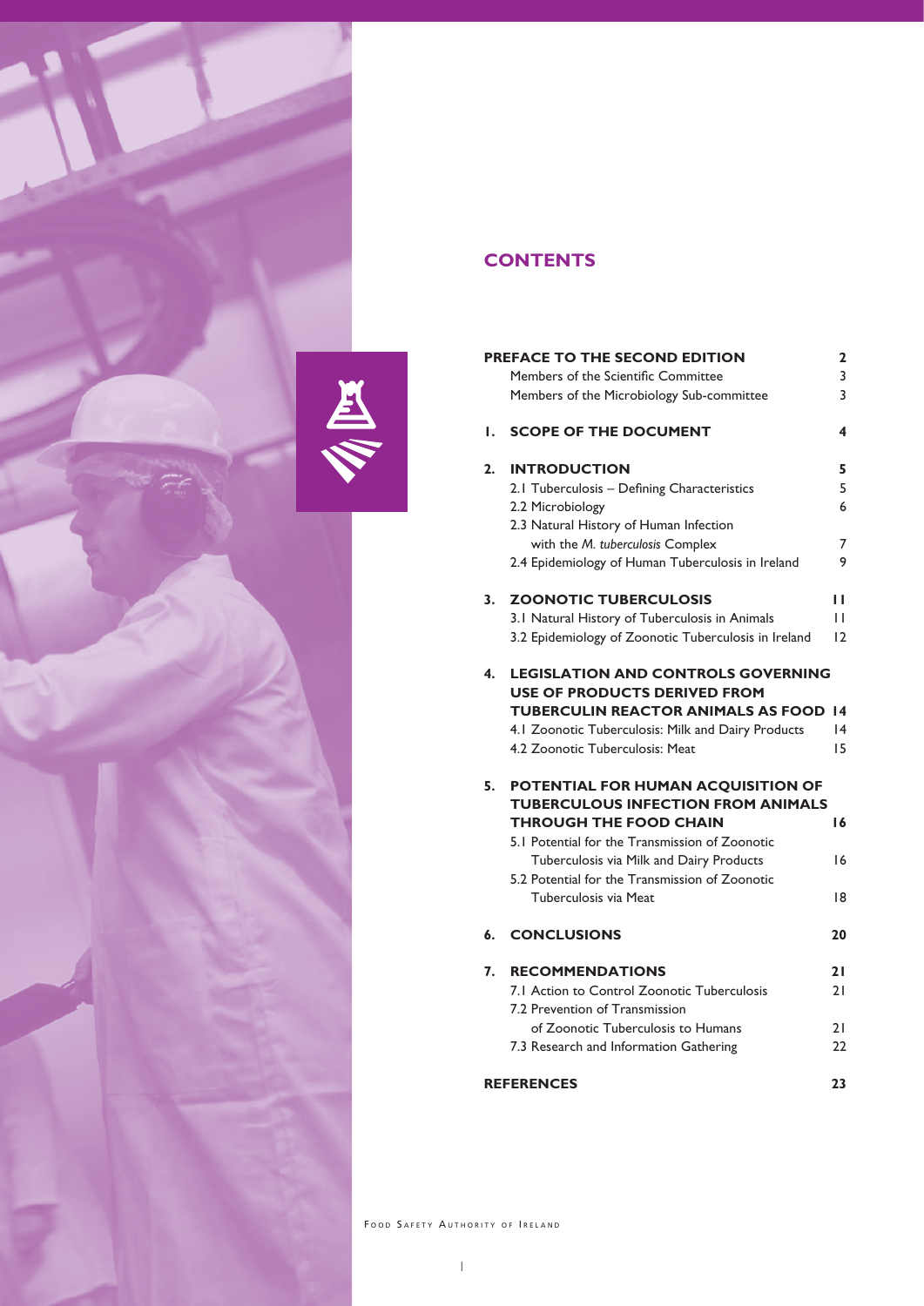# CONTENTS

| | | |
|---|---|---|
| **PREFACE TO THE SECOND EDITION** | | **2** |
| | Members of the Scientific Committee | 3 |
| | Members of the Microbiology Sub-committee | 3 |
| **1.** | **SCOPE OF THE DOCUMENT** | **4** |
| **2.** | **INTRODUCTION** | **5** |
| | 2.1 Tuberculosis – Defining Characteristics | 5 |
| | 2.2 Microbiology | 6 |
| | 2.3 Natural History of Human Infection with the *M. tuberculosis* Complex | 7 |
| | 2.4 Epidemiology of Human Tuberculosis in Ireland | 9 |
| **3.** | **ZOONOTIC TUBERCULOSIS** | **11** |
| | 3.1 Natural History of Tuberculosis in Animals | 11 |
| | 3.2 Epidemiology of Zoonotic Tuberculosis in Ireland | 12 |
| **4.** | **LEGISLATION AND CONTROLS GOVERNING USE OF PRODUCTS DERIVED FROM TUBERCULIN REACTOR ANIMALS AS FOOD** | **14** |
| | 4.1 Zoonotic Tuberculosis: Milk and Dairy Products | 14 |
| | 4.2 Zoonotic Tuberculosis: Meat | 15 |
| **5.** | **POTENTIAL FOR HUMAN ACQUISITION OF TUBERCULOUS INFECTION FROM ANIMALS THROUGH THE FOOD CHAIN** | **16** |
| | 5.1 Potential for the Transmission of Zoonotic Tuberculosis via Milk and Dairy Products | 16 |
| | 5.2 Potential for the Transmission of Zoonotic Tuberculosis via Meat | 18 |
| **6.** | **CONCLUSIONS** | **20** |
| **7.** | **RECOMMENDATIONS** | **21** |
| | 7.1 Action to Control Zoonotic Tuberculosis | 21 |
| | 7.2 Prevention of Transmission of Zoonotic Tuberculosis to Humans | 21 |
| | 7.3 Research and Information Gathering | 22 |
| **REFERENCES** | | **23** |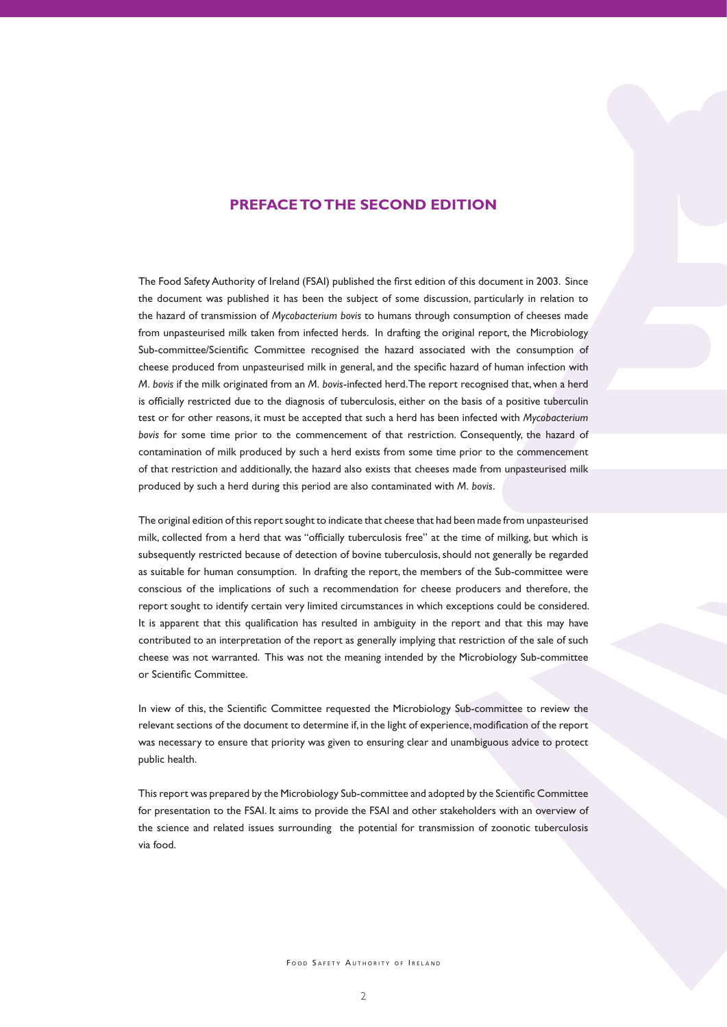## PREFACE TO THE SECOND EDITION

The Food Safety Authority of Ireland (FSAI) published the first edition of this document in 2003. Since the document was published it has been the subject of some discussion, particularly in relation to the hazard of transmission of *Mycobacterium bovis* to humans through consumption of cheeses made from unpasteurised milk taken from infected herds. In drafting the original report, the Microbiology Sub-committee/Scientific Committee recognised the hazard associated with the consumption of cheese produced from unpasteurised milk in general, and the specific hazard of human infection with *M. bovis* if the milk originated from an *M. bovis*-infected herd. The report recognised that, when a herd is officially restricted due to the diagnosis of tuberculosis, either on the basis of a positive tuberculin test or for other reasons, it must be accepted that such a herd has been infected with *Mycobacterium bovis* for some time prior to the commencement of that restriction. Consequently, the hazard of contamination of milk produced by such a herd exists from some time prior to the commencement of that restriction and additionally, the hazard also exists that cheeses made from unpasteurised milk produced by such a herd during this period are also contaminated with *M. bovis*.

The original edition of this report sought to indicate that cheese that had been made from unpasteurised milk, collected from a herd that was "officially tuberculosis free" at the time of milking, but which is subsequently restricted because of detection of bovine tuberculosis, should not generally be regarded as suitable for human consumption. In drafting the report, the members of the Sub-committee were conscious of the implications of such a recommendation for cheese producers and therefore, the report sought to identify certain very limited circumstances in which exceptions could be considered. It is apparent that this qualification has resulted in ambiguity in the report and that this may have contributed to an interpretation of the report as generally implying that restriction of the sale of such cheese was not warranted. This was not the meaning intended by the Microbiology Sub-committee or Scientific Committee.

In view of this, the Scientific Committee requested the Microbiology Sub-committee to review the relevant sections of the document to determine if, in the light of experience, modification of the report was necessary to ensure that priority was given to ensuring clear and unambiguous advice to protect public health.

This report was prepared by the Microbiology Sub-committee and adopted by the Scientific Committee for presentation to the FSAI. It aims to provide the FSAI and other stakeholders with an overview of the science and related issues surrounding the potential for transmission of zoonotic tuberculosis via food.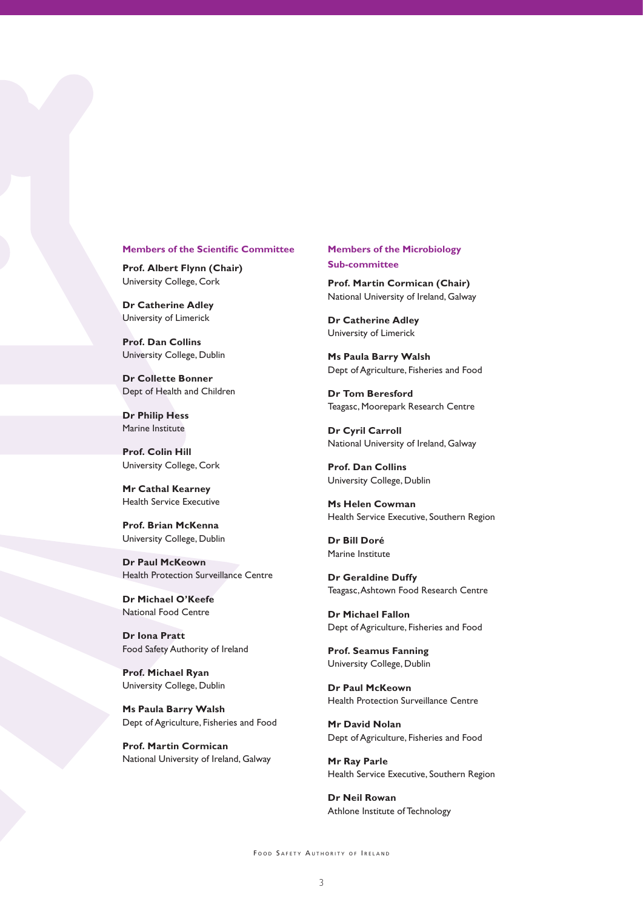### Members of the Scientific Committee

**Prof. Albert Flynn (Chair)**
University College, Cork

**Dr Catherine Adley**
University of Limerick

**Prof. Dan Collins**
University College, Dublin

**Dr Collette Bonner**
Dept of Health and Children

**Dr Philip Hess**
Marine Institute

**Prof. Colin Hill**
University College, Cork

**Mr Cathal Kearney**
Health Service Executive

**Prof. Brian McKenna**
University College, Dublin

**Dr Paul McKeown**
Health Protection Surveillance Centre

**Dr Michael O'Keefe**
National Food Centre

**Dr Iona Pratt**
Food Safety Authority of Ireland

**Prof. Michael Ryan**
University College, Dublin

**Ms Paula Barry Walsh**
Dept of Agriculture, Fisheries and Food

**Prof. Martin Cormican**
National University of Ireland, Galway

### Members of the Microbiology Sub-committee

**Prof. Martin Cormican (Chair)**
National University of Ireland, Galway

**Dr Catherine Adley**
University of Limerick

**Ms Paula Barry Walsh**
Dept of Agriculture, Fisheries and Food

**Dr Tom Beresford**
Teagasc, Moorepark Research Centre

**Dr Cyril Carroll**
National University of Ireland, Galway

**Prof. Dan Collins**
University College, Dublin

**Ms Helen Cowman**
Health Service Executive, Southern Region

**Dr Bill Doré**
Marine Institute

**Dr Geraldine Duffy**
Teagasc, Ashtown Food Research Centre

**Dr Michael Fallon**
Dept of Agriculture, Fisheries and Food

**Prof. Seamus Fanning**
University College, Dublin

**Dr Paul McKeown**
Health Protection Surveillance Centre

**Mr David Nolan**
Dept of Agriculture, Fisheries and Food

**Mr Ray Parle**
Health Service Executive, Southern Region

**Dr Neil Rowan**
Athlone Institute of Technology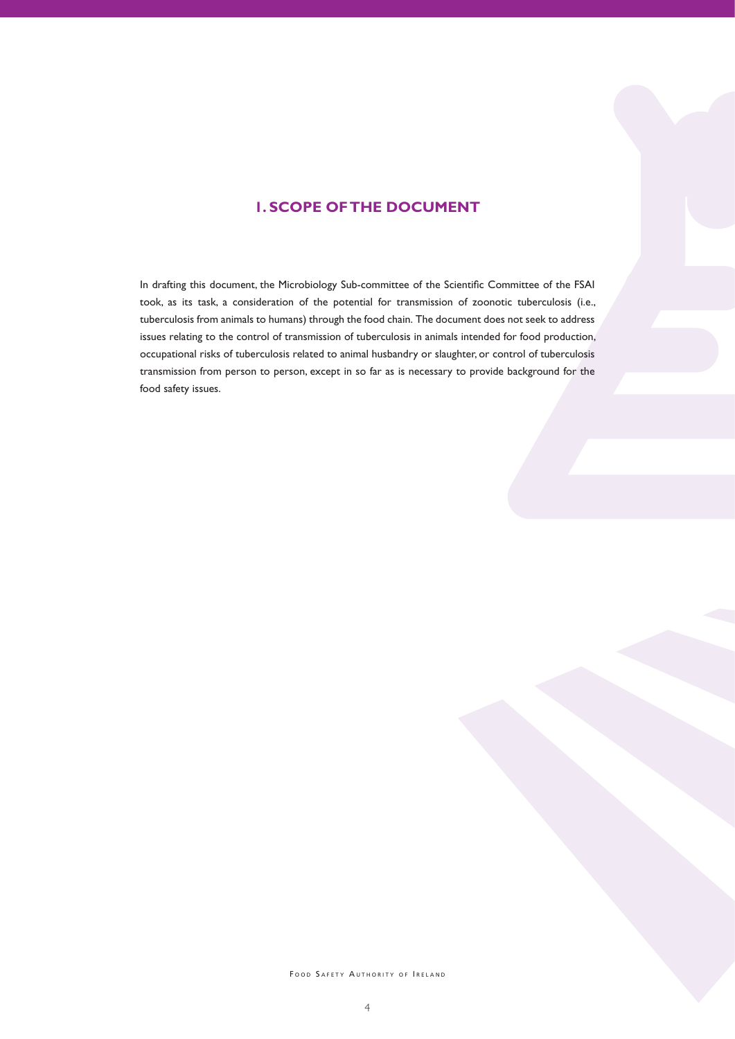# 1. SCOPE OF THE DOCUMENT

In drafting this document, the Microbiology Sub-committee of the Scientific Committee of the FSAI took, as its task, a consideration of the potential for transmission of zoonotic tuberculosis (i.e., tuberculosis from animals to humans) through the food chain. The document does not seek to address issues relating to the control of transmission of tuberculosis in animals intended for food production, occupational risks of tuberculosis related to animal husbandry or slaughter, or control of tuberculosis transmission from person to person, except in so far as is necessary to provide background for the food safety issues.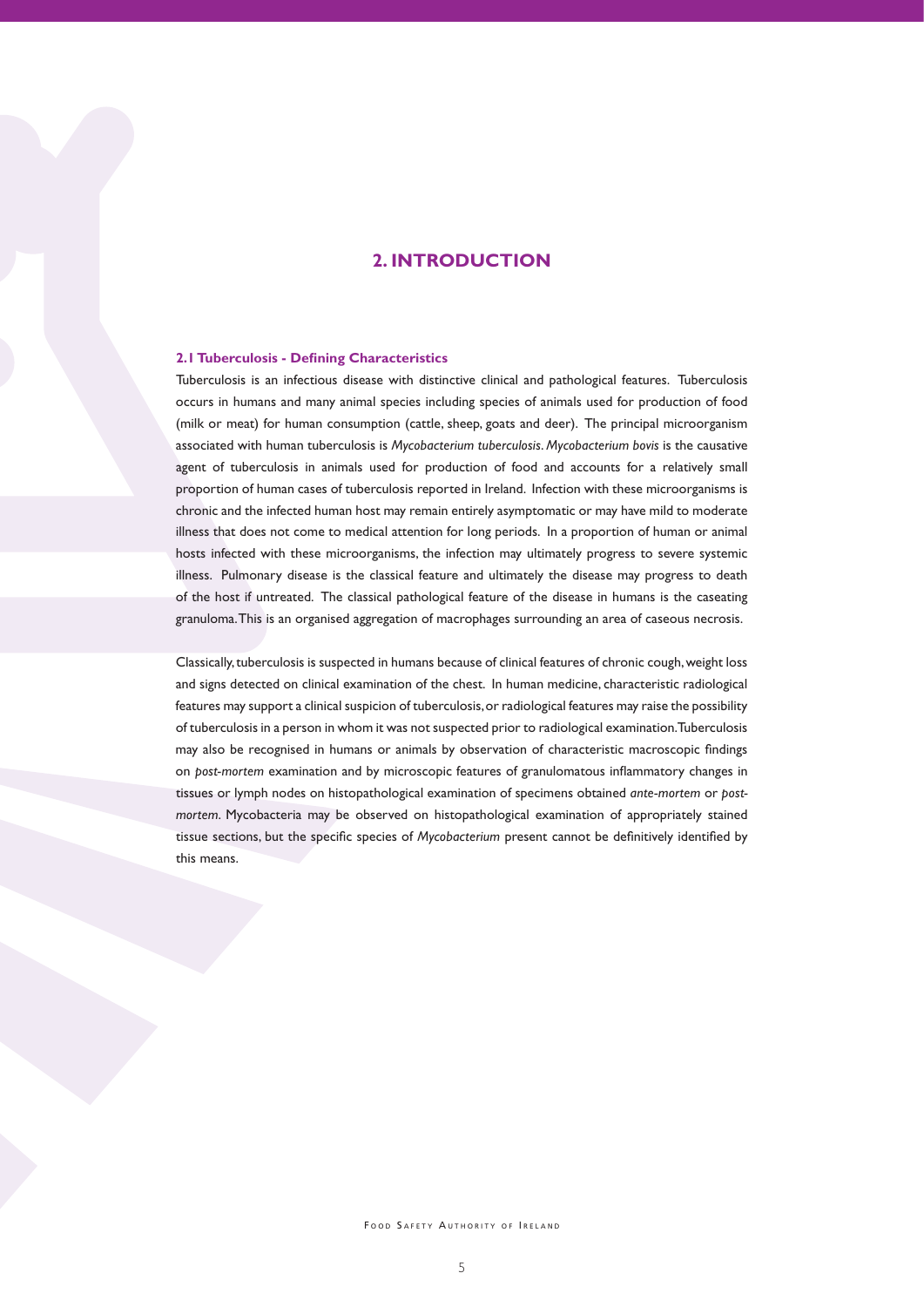# 2. INTRODUCTION

## 2.1 Tuberculosis - Defining Characteristics

Tuberculosis is an infectious disease with distinctive clinical and pathological features. Tuberculosis occurs in humans and many animal species including species of animals used for production of food (milk or meat) for human consumption (cattle, sheep, goats and deer). The principal microorganism associated with human tuberculosis is *Mycobacterium tuberculosis*. *Mycobacterium bovis* is the causative agent of tuberculosis in animals used for production of food and accounts for a relatively small proportion of human cases of tuberculosis reported in Ireland. Infection with these microorganisms is chronic and the infected human host may remain entirely asymptomatic or may have mild to moderate illness that does not come to medical attention for long periods. In a proportion of human or animal hosts infected with these microorganisms, the infection may ultimately progress to severe systemic illness. Pulmonary disease is the classical feature and ultimately the disease may progress to death of the host if untreated. The classical pathological feature of the disease in humans is the caseating granuloma. This is an organised aggregation of macrophages surrounding an area of caseous necrosis.

Classically, tuberculosis is suspected in humans because of clinical features of chronic cough, weight loss and signs detected on clinical examination of the chest. In human medicine, characteristic radiological features may support a clinical suspicion of tuberculosis, or radiological features may raise the possibility of tuberculosis in a person in whom it was not suspected prior to radiological examination. Tuberculosis may also be recognised in humans or animals by observation of characteristic macroscopic findings on *post-mortem* examination and by microscopic features of granulomatous inflammatory changes in tissues or lymph nodes on histopathological examination of specimens obtained *ante-mortem* or *post-mortem*. Mycobacteria may be observed on histopathological examination of appropriately stained tissue sections, but the specific species of *Mycobacterium* present cannot be definitively identified by this means.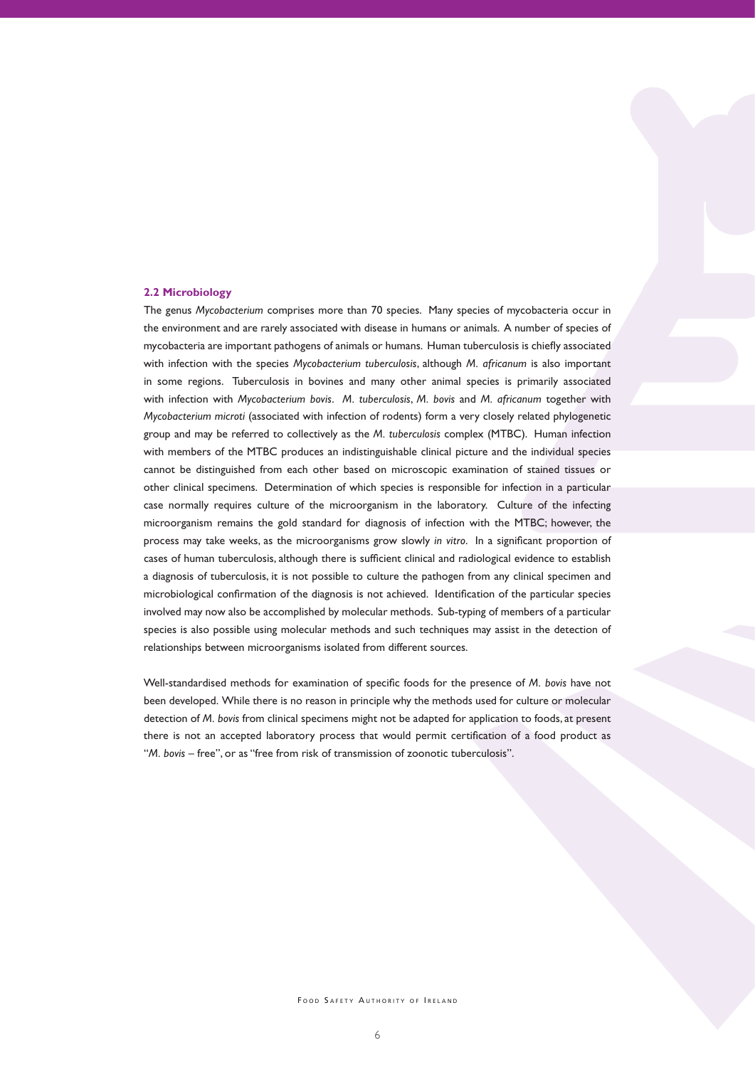### 2.2 Microbiology

The genus *Mycobacterium* comprises more than 70 species. Many species of mycobacteria occur in the environment and are rarely associated with disease in humans or animals. A number of species of mycobacteria are important pathogens of animals or humans. Human tuberculosis is chiefly associated with infection with the species *Mycobacterium tuberculosis*, although *M. africanum* is also important in some regions. Tuberculosis in bovines and many other animal species is primarily associated with infection with *Mycobacterium bovis*. *M. tuberculosis*, *M. bovis* and *M. africanum* together with *Mycobacterium microti* (associated with infection of rodents) form a very closely related phylogenetic group and may be referred to collectively as the *M. tuberculosis* complex (MTBC). Human infection with members of the MTBC produces an indistinguishable clinical picture and the individual species cannot be distinguished from each other based on microscopic examination of stained tissues or other clinical specimens. Determination of which species is responsible for infection in a particular case normally requires culture of the microorganism in the laboratory. Culture of the infecting microorganism remains the gold standard for diagnosis of infection with the MTBC; however, the process may take weeks, as the microorganisms grow slowly *in vitro*. In a significant proportion of cases of human tuberculosis, although there is sufficient clinical and radiological evidence to establish a diagnosis of tuberculosis, it is not possible to culture the pathogen from any clinical specimen and microbiological confirmation of the diagnosis is not achieved. Identification of the particular species involved may now also be accomplished by molecular methods. Sub-typing of members of a particular species is also possible using molecular methods and such techniques may assist in the detection of relationships between microorganisms isolated from different sources.

Well-standardised methods for examination of specific foods for the presence of *M. bovis* have not been developed. While there is no reason in principle why the methods used for culture or molecular detection of *M. bovis* from clinical specimens might not be adapted for application to foods, at present there is not an accepted laboratory process that would permit certification of a food product as "*M. bovis* – free", or as "free from risk of transmission of zoonotic tuberculosis".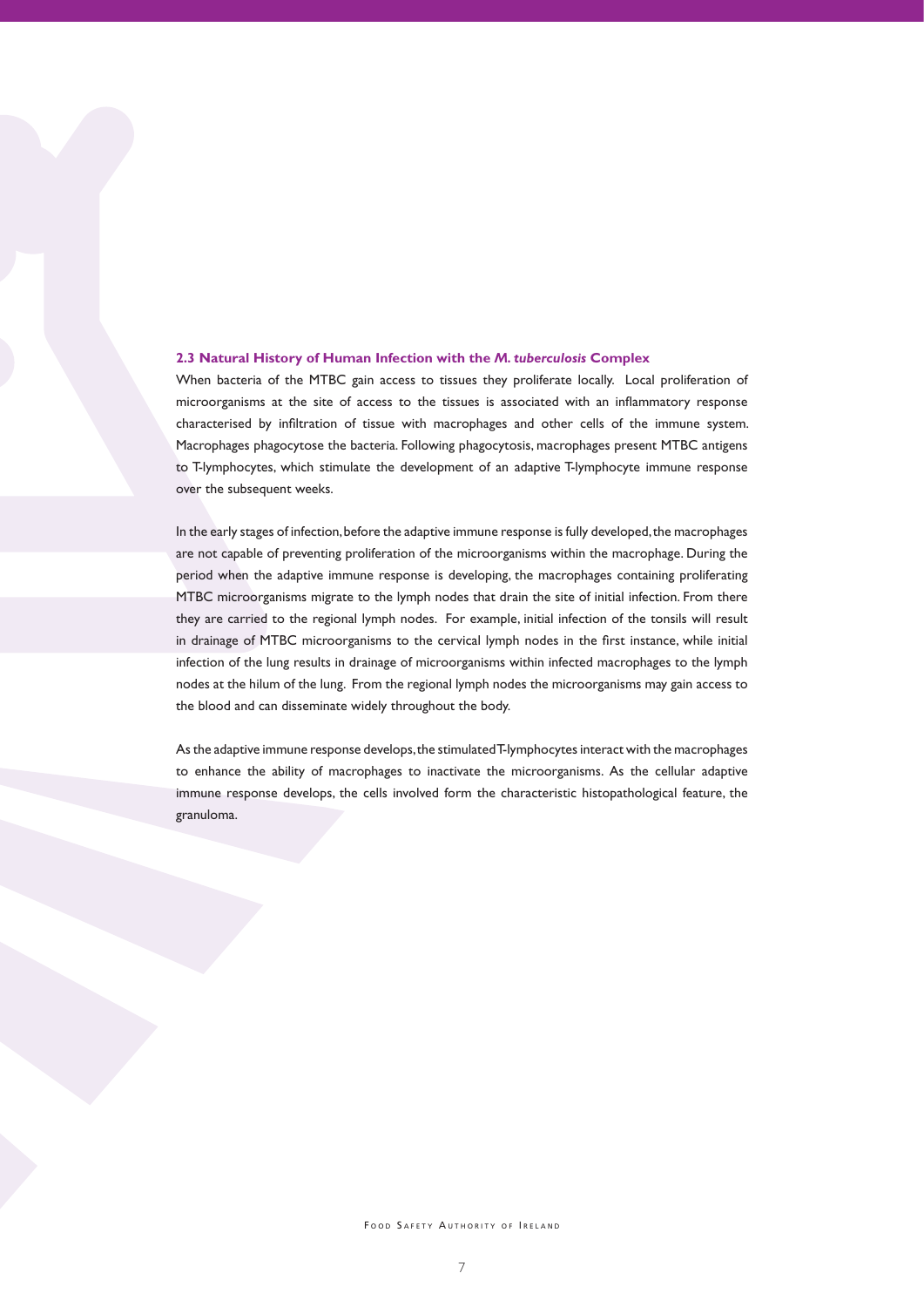### 2.3 Natural History of Human Infection with the *M. tuberculosis* Complex

When bacteria of the MTBC gain access to tissues they proliferate locally. Local proliferation of microorganisms at the site of access to the tissues is associated with an inflammatory response characterised by infiltration of tissue with macrophages and other cells of the immune system. Macrophages phagocytose the bacteria. Following phagocytosis, macrophages present MTBC antigens to T-lymphocytes, which stimulate the development of an adaptive T-lymphocyte immune response over the subsequent weeks.

In the early stages of infection, before the adaptive immune response is fully developed, the macrophages are not capable of preventing proliferation of the microorganisms within the macrophage. During the period when the adaptive immune response is developing, the macrophages containing proliferating MTBC microorganisms migrate to the lymph nodes that drain the site of initial infection. From there they are carried to the regional lymph nodes. For example, initial infection of the tonsils will result in drainage of MTBC microorganisms to the cervical lymph nodes in the first instance, while initial infection of the lung results in drainage of microorganisms within infected macrophages to the lymph nodes at the hilum of the lung. From the regional lymph nodes the microorganisms may gain access to the blood and can disseminate widely throughout the body.

As the adaptive immune response develops, the stimulated T-lymphocytes interact with the macrophages to enhance the ability of macrophages to inactivate the microorganisms. As the cellular adaptive immune response develops, the cells involved form the characteristic histopathological feature, the granuloma.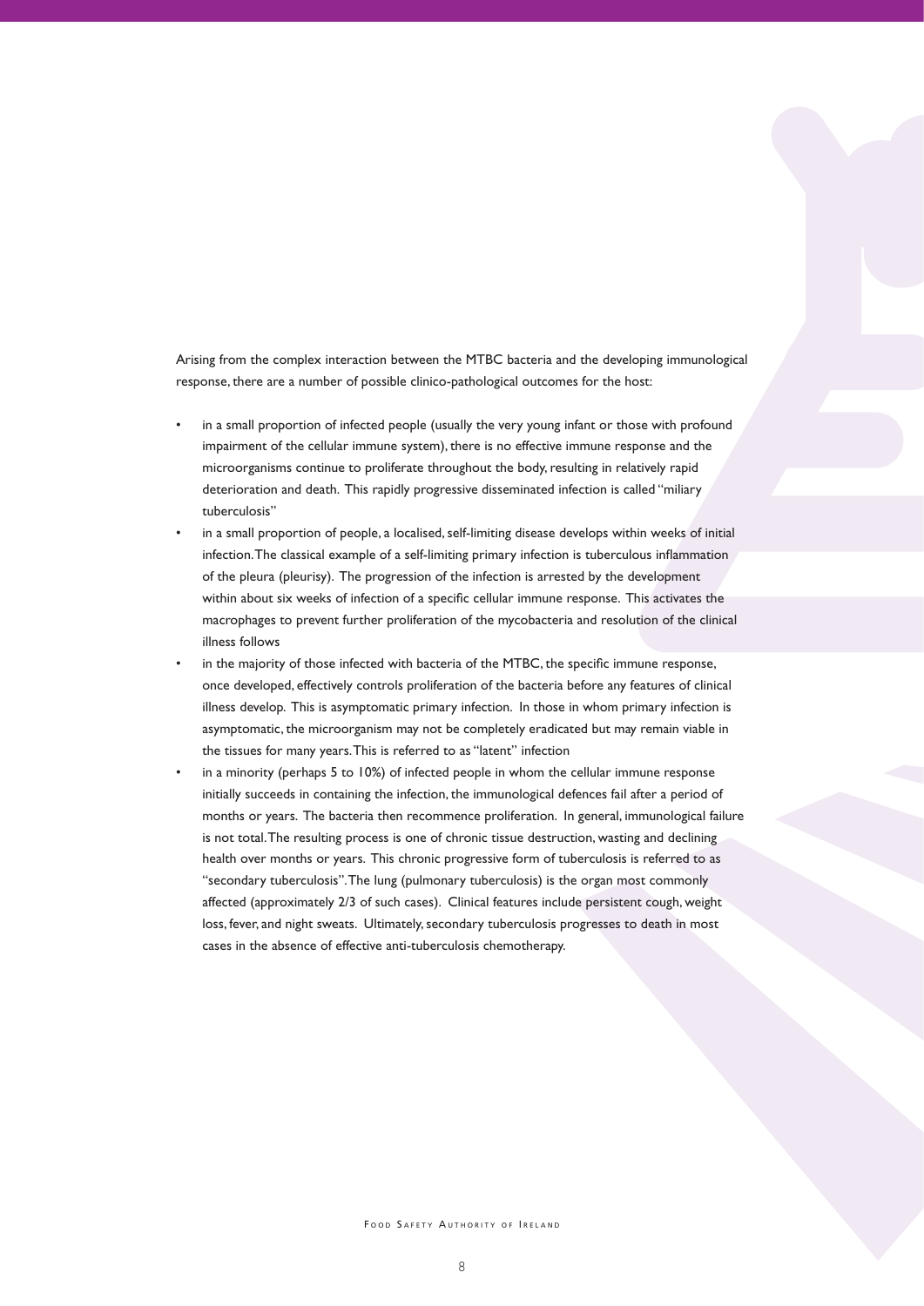Arising from the complex interaction between the MTBC bacteria and the developing immunological response, there are a number of possible clinico-pathological outcomes for the host:

- in a small proportion of infected people (usually the very young infant or those with profound impairment of the cellular immune system), there is no effective immune response and the microorganisms continue to proliferate throughout the body, resulting in relatively rapid deterioration and death. This rapidly progressive disseminated infection is called "miliary tuberculosis"
- in a small proportion of people, a localised, self-limiting disease develops within weeks of initial infection. The classical example of a self-limiting primary infection is tuberculous inflammation of the pleura (pleurisy). The progression of the infection is arrested by the development within about six weeks of infection of a specific cellular immune response. This activates the macrophages to prevent further proliferation of the mycobacteria and resolution of the clinical illness follows
- in the majority of those infected with bacteria of the MTBC, the specific immune response, once developed, effectively controls proliferation of the bacteria before any features of clinical illness develop. This is asymptomatic primary infection. In those in whom primary infection is asymptomatic, the microorganism may not be completely eradicated but may remain viable in the tissues for many years. This is referred to as "latent" infection
- in a minority (perhaps 5 to 10%) of infected people in whom the cellular immune response initially succeeds in containing the infection, the immunological defences fail after a period of months or years. The bacteria then recommence proliferation. In general, immunological failure is not total. The resulting process is one of chronic tissue destruction, wasting and declining health over months or years. This chronic progressive form of tuberculosis is referred to as "secondary tuberculosis". The lung (pulmonary tuberculosis) is the organ most commonly affected (approximately 2/3 of such cases). Clinical features include persistent cough, weight loss, fever, and night sweats. Ultimately, secondary tuberculosis progresses to death in most cases in the absence of effective anti-tuberculosis chemotherapy.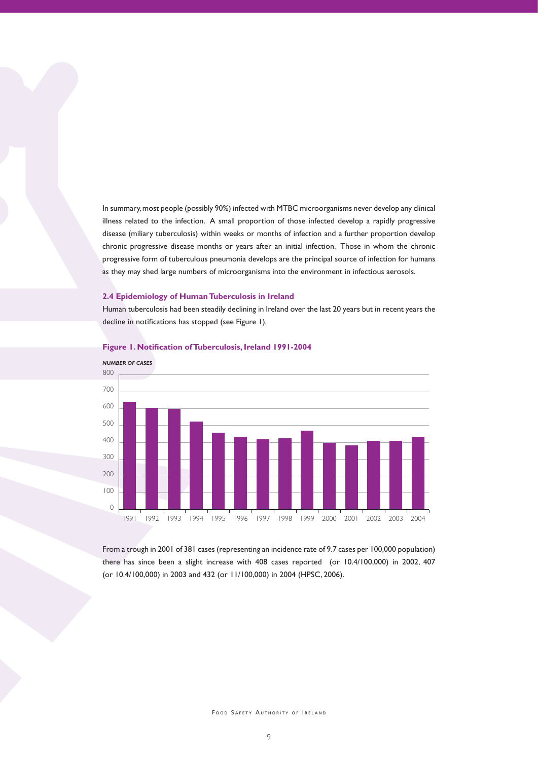In summary, most people (possibly 90%) infected with MTBC microorganisms never develop any clinical illness related to the infection. A small proportion of those infected develop a rapidly progressive disease (miliary tuberculosis) within weeks or months of infection and a further proportion develop chronic progressive disease months or years after an initial infection. Those in whom the chronic progressive form of tuberculous pneumonia develops are the principal source of infection for humans as they may shed large numbers of microorganisms into the environment in infectious aerosols.

### 2.4 Epidemiology of Human Tuberculosis in Ireland

Human tuberculosis had been steadily declining in Ireland over the last 20 years but in recent years the decline in notifications has stopped (see Figure 1).

**Figure 1. Notification of Tuberculosis, Ireland 1991-2004**

From a trough in 2001 of 381 cases (representing an incidence rate of 9.7 cases per 100,000 population) there has since been a slight increase with 408 cases reported (or 10.4/100,000) in 2002, 407 (or 10.4/100,000) in 2003 and 432 (or 11/100,000) in 2004 (HPSC, 2006).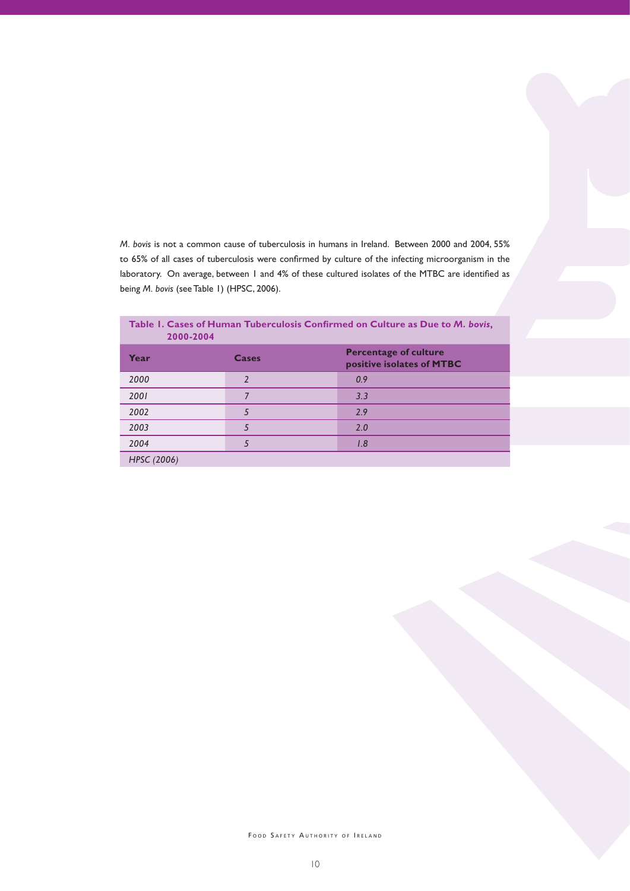*M. bovis* is not a common cause of tuberculosis in humans in Ireland. Between 2000 and 2004, 55% to 65% of all cases of tuberculosis were confirmed by culture of the infecting microorganism in the laboratory. On average, between 1 and 4% of these cultured isolates of the MTBC are identified as being *M. bovis* (see Table 1) (HPSC, 2006).

**Table 1. Cases of Human Tuberculosis Confirmed on Culture as Due to *M. bovis*, 2000-2004**

| Year | Cases | Percentage of culture positive isolates of MTBC |
|---|---|---|
| *2000* | *2* | *0.9* |
| *2001* | *7* | *3.3* |
| *2002* | *5* | *2.9* |
| *2003* | *5* | *2.0* |
| *2004* | *5* | *1.8* |

*HPSC (2006)*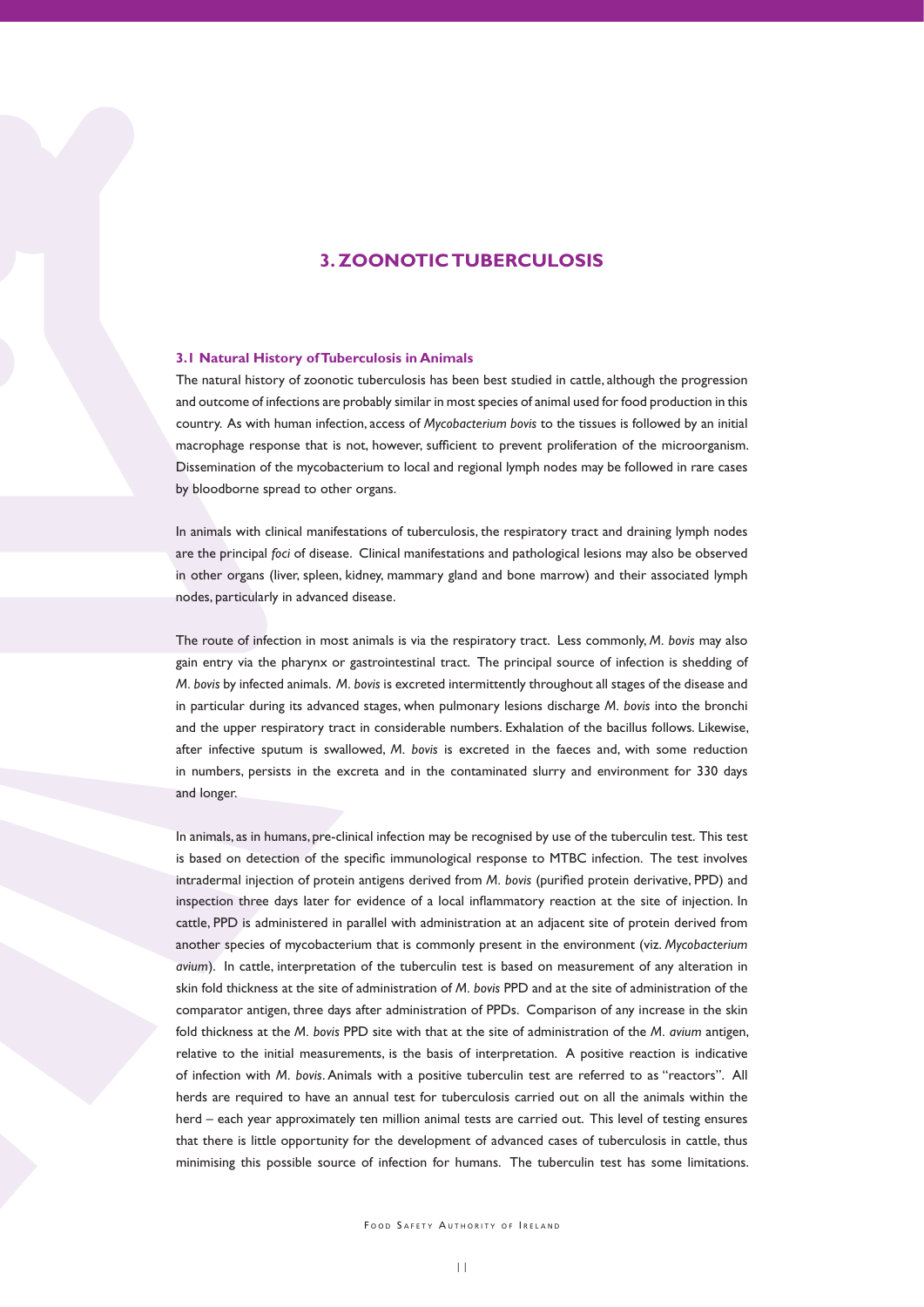# 3. ZOONOTIC TUBERCULOSIS

### 3.1 Natural History of Tuberculosis in Animals

The natural history of zoonotic tuberculosis has been best studied in cattle, although the progression and outcome of infections are probably similar in most species of animal used for food production in this country. As with human infection, access of *Mycobacterium bovis* to the tissues is followed by an initial macrophage response that is not, however, sufficient to prevent proliferation of the microorganism. Dissemination of the mycobacterium to local and regional lymph nodes may be followed in rare cases by bloodborne spread to other organs.

In animals with clinical manifestations of tuberculosis, the respiratory tract and draining lymph nodes are the principal *foci* of disease. Clinical manifestations and pathological lesions may also be observed in other organs (liver, spleen, kidney, mammary gland and bone marrow) and their associated lymph nodes, particularly in advanced disease.

The route of infection in most animals is via the respiratory tract. Less commonly, *M. bovis* may also gain entry via the pharynx or gastrointestinal tract. The principal source of infection is shedding of *M. bovis* by infected animals. *M. bovis* is excreted intermittently throughout all stages of the disease and in particular during its advanced stages, when pulmonary lesions discharge *M. bovis* into the bronchi and the upper respiratory tract in considerable numbers. Exhalation of the bacillus follows. Likewise, after infective sputum is swallowed, *M. bovis* is excreted in the faeces and, with some reduction in numbers, persists in the excreta and in the contaminated slurry and environment for 330 days and longer.

In animals, as in humans, pre-clinical infection may be recognised by use of the tuberculin test. This test is based on detection of the specific immunological response to MTBC infection. The test involves intradermal injection of protein antigens derived from *M. bovis* (purified protein derivative, PPD) and inspection three days later for evidence of a local inflammatory reaction at the site of injection. In cattle, PPD is administered in parallel with administration at an adjacent site of protein derived from another species of mycobacterium that is commonly present in the environment (viz. *Mycobacterium avium*). In cattle, interpretation of the tuberculin test is based on measurement of any alteration in skin fold thickness at the site of administration of *M. bovis* PPD and at the site of administration of the comparator antigen, three days after administration of PPDs. Comparison of any increase in the skin fold thickness at the *M. bovis* PPD site with that at the site of administration of the *M. avium* antigen, relative to the initial measurements, is the basis of interpretation. A positive reaction is indicative of infection with *M. bovis*. Animals with a positive tuberculin test are referred to as "reactors". All herds are required to have an annual test for tuberculosis carried out on all the animals within the herd – each year approximately ten million animal tests are carried out. This level of testing ensures that there is little opportunity for the development of advanced cases of tuberculosis in cattle, thus minimising this possible source of infection for humans. The tuberculin test has some limitations.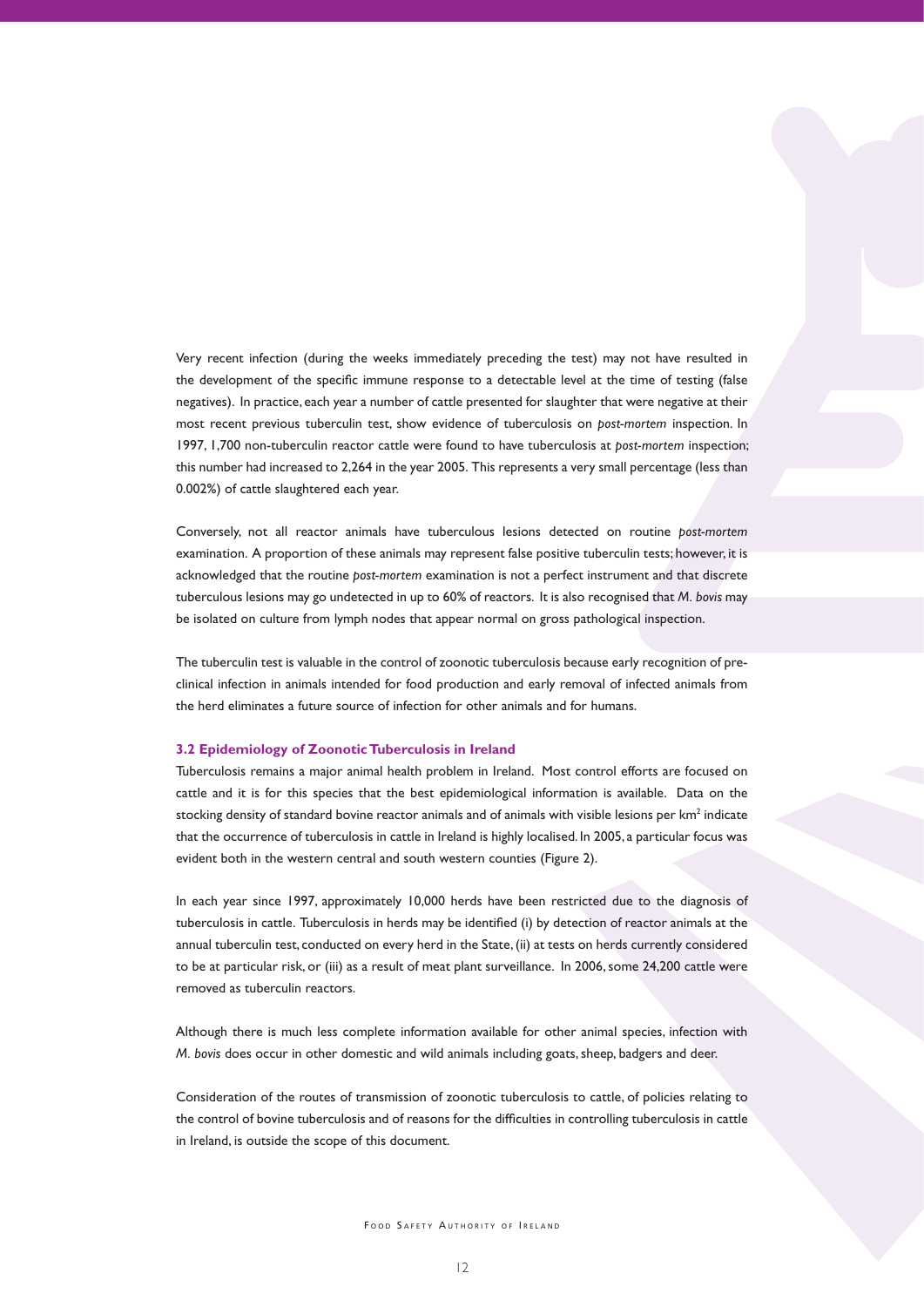Very recent infection (during the weeks immediately preceding the test) may not have resulted in the development of the specific immune response to a detectable level at the time of testing (false negatives). In practice, each year a number of cattle presented for slaughter that were negative at their most recent previous tuberculin test, show evidence of tuberculosis on *post-mortem* inspection. In 1997, 1,700 non-tuberculin reactor cattle were found to have tuberculosis at *post-mortem* inspection; this number had increased to 2,264 in the year 2005. This represents a very small percentage (less than 0.002%) of cattle slaughtered each year.

Conversely, not all reactor animals have tuberculous lesions detected on routine *post-mortem* examination. A proportion of these animals may represent false positive tuberculin tests; however, it is acknowledged that the routine *post-mortem* examination is not a perfect instrument and that discrete tuberculous lesions may go undetected in up to 60% of reactors. It is also recognised that *M. bovis* may be isolated on culture from lymph nodes that appear normal on gross pathological inspection.

The tuberculin test is valuable in the control of zoonotic tuberculosis because early recognition of pre-clinical infection in animals intended for food production and early removal of infected animals from the herd eliminates a future source of infection for other animals and for humans.

### 3.2 Epidemiology of Zoonotic Tuberculosis in Ireland

Tuberculosis remains a major animal health problem in Ireland. Most control efforts are focused on cattle and it is for this species that the best epidemiological information is available. Data on the stocking density of standard bovine reactor animals and of animals with visible lesions per km$^2$ indicate that the occurrence of tuberculosis in cattle in Ireland is highly localised. In 2005, a particular focus was evident both in the western central and south western counties (Figure 2).

In each year since 1997, approximately 10,000 herds have been restricted due to the diagnosis of tuberculosis in cattle. Tuberculosis in herds may be identified (i) by detection of reactor animals at the annual tuberculin test, conducted on every herd in the State, (ii) at tests on herds currently considered to be at particular risk, or (iii) as a result of meat plant surveillance. In 2006, some 24,200 cattle were removed as tuberculin reactors.

Although there is much less complete information available for other animal species, infection with *M. bovis* does occur in other domestic and wild animals including goats, sheep, badgers and deer.

Consideration of the routes of transmission of zoonotic tuberculosis to cattle, of policies relating to the control of bovine tuberculosis and of reasons for the difficulties in controlling tuberculosis in cattle in Ireland, is outside the scope of this document.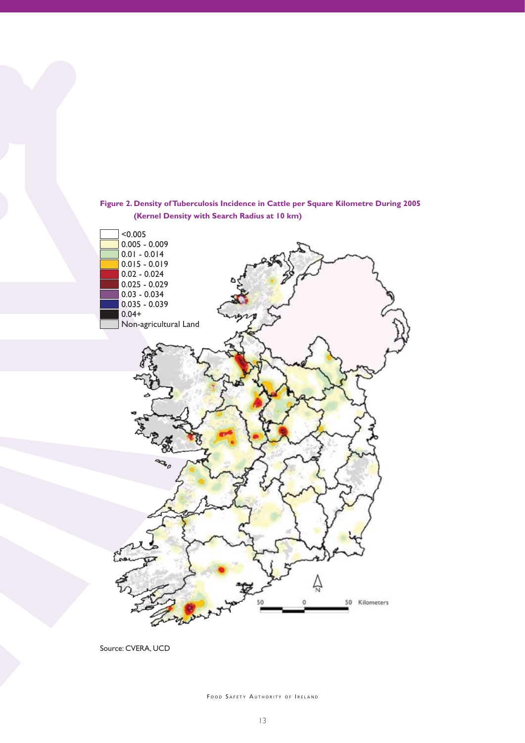**Figure 2. Density of Tuberculosis Incidence in Cattle per Square Kilometre During 2005 (Kernel Density with Search Radius at 10 km)**

Source: CVERA, UCD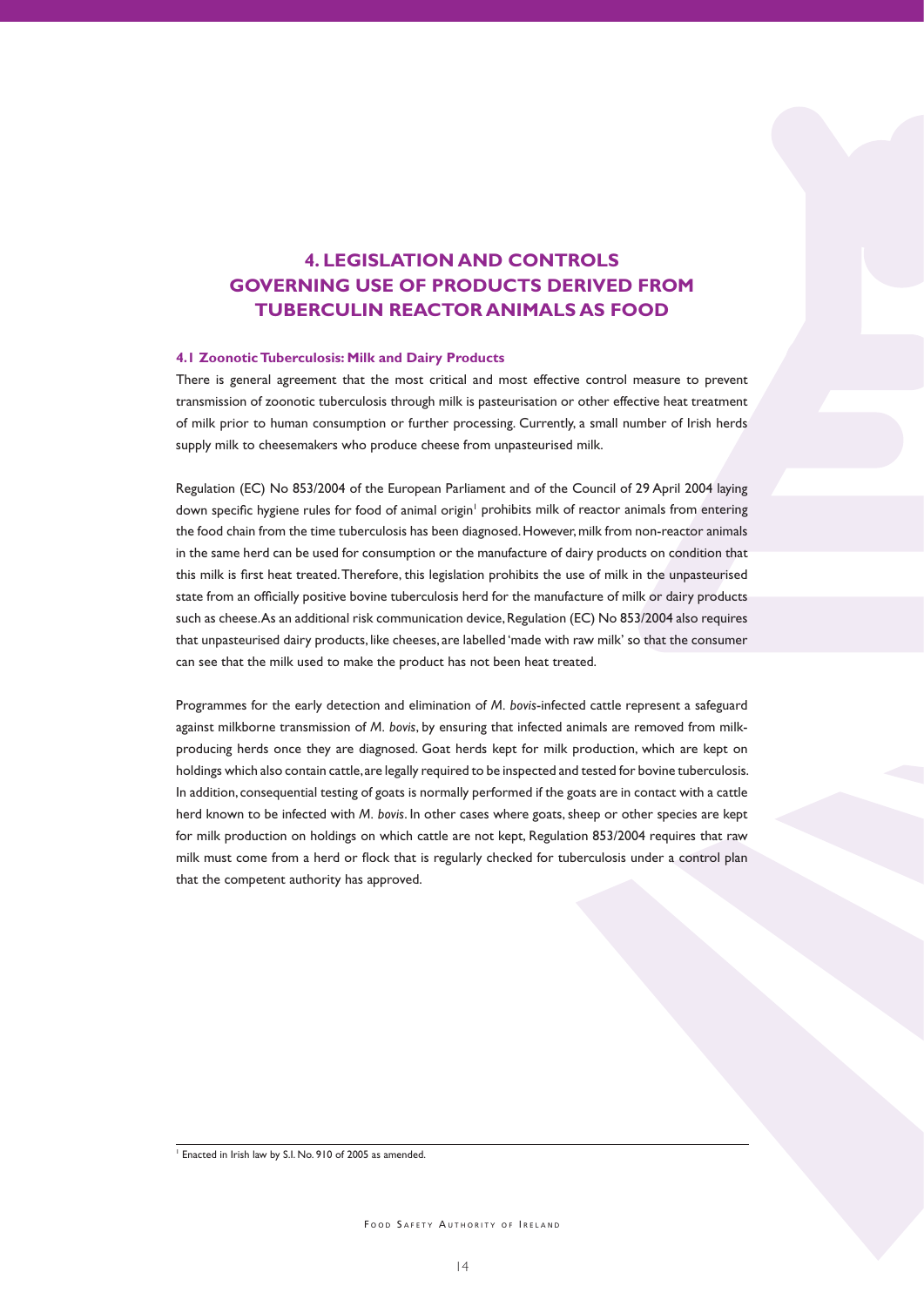# 4. LEGISLATION AND CONTROLS GOVERNING USE OF PRODUCTS DERIVED FROM TUBERCULIN REACTOR ANIMALS AS FOOD

### 4.1 Zoonotic Tuberculosis: Milk and Dairy Products

There is general agreement that the most critical and most effective control measure to prevent transmission of zoonotic tuberculosis through milk is pasteurisation or other effective heat treatment of milk prior to human consumption or further processing. Currently, a small number of Irish herds supply milk to cheesemakers who produce cheese from unpasteurised milk.

Regulation (EC) No 853/2004 of the European Parliament and of the Council of 29 April 2004 laying down specific hygiene rules for food of animal origin[1] prohibits milk of reactor animals from entering the food chain from the time tuberculosis has been diagnosed. However, milk from non-reactor animals in the same herd can be used for consumption or the manufacture of dairy products on condition that this milk is first heat treated. Therefore, this legislation prohibits the use of milk in the unpasteurised state from an officially positive bovine tuberculosis herd for the manufacture of milk or dairy products such as cheese. As an additional risk communication device, Regulation (EC) No 853/2004 also requires that unpasteurised dairy products, like cheeses, are labelled 'made with raw milk' so that the consumer can see that the milk used to make the product has not been heat treated.

Programmes for the early detection and elimination of *M. bovis*-infected cattle represent a safeguard against milkborne transmission of *M. bovis*, by ensuring that infected animals are removed from milk-producing herds once they are diagnosed. Goat herds kept for milk production, which are kept on holdings which also contain cattle, are legally required to be inspected and tested for bovine tuberculosis. In addition, consequential testing of goats is normally performed if the goats are in contact with a cattle herd known to be infected with *M. bovis*. In other cases where goats, sheep or other species are kept for milk production on holdings on which cattle are not kept, Regulation 853/2004 requires that raw milk must come from a herd or flock that is regularly checked for tuberculosis under a control plan that the competent authority has approved.

---

[1] Enacted in Irish law by S.I. No. 910 of 2005 as amended.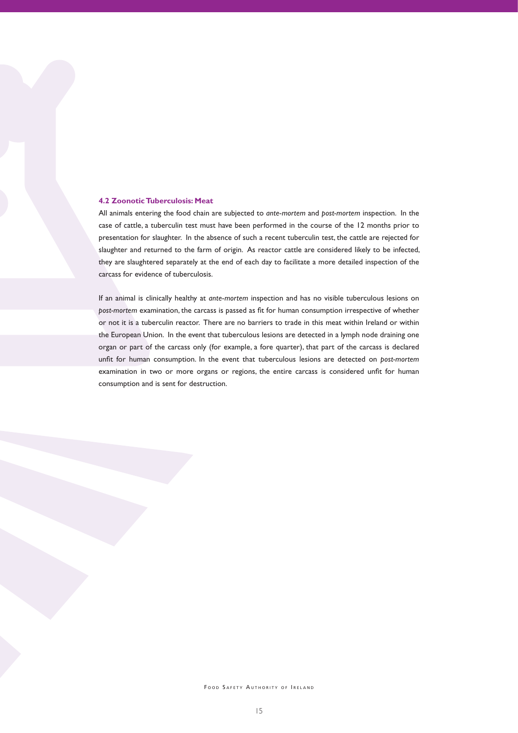### 4.2 Zoonotic Tuberculosis: Meat

All animals entering the food chain are subjected to *ante-mortem* and *post-mortem* inspection. In the case of cattle, a tuberculin test must have been performed in the course of the 12 months prior to presentation for slaughter. In the absence of such a recent tuberculin test, the cattle are rejected for slaughter and returned to the farm of origin. As reactor cattle are considered likely to be infected, they are slaughtered separately at the end of each day to facilitate a more detailed inspection of the carcass for evidence of tuberculosis.

If an animal is clinically healthy at *ante-mortem* inspection and has no visible tuberculous lesions on *post-mortem* examination, the carcass is passed as fit for human consumption irrespective of whether or not it is a tuberculin reactor. There are no barriers to trade in this meat within Ireland or within the European Union. In the event that tuberculous lesions are detected in a lymph node draining one organ or part of the carcass only (for example, a fore quarter), that part of the carcass is declared unfit for human consumption. In the event that tuberculous lesions are detected on *post-mortem* examination in two or more organs or regions, the entire carcass is considered unfit for human consumption and is sent for destruction.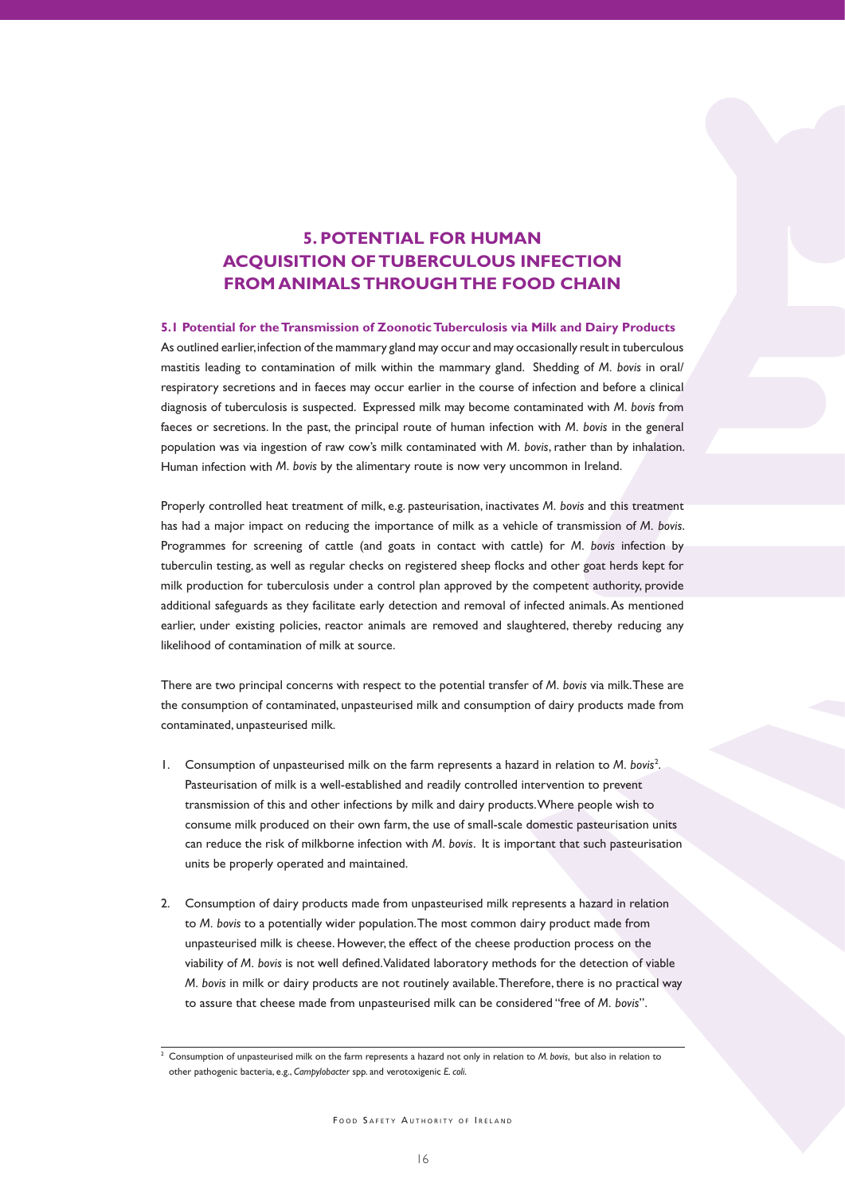# 5. POTENTIAL FOR HUMAN ACQUISITION OF TUBERCULOUS INFECTION FROM ANIMALS THROUGH THE FOOD CHAIN

## 5.1 Potential for the Transmission of Zoonotic Tuberculosis via Milk and Dairy Products

As outlined earlier, infection of the mammary gland may occur and may occasionally result in tuberculous mastitis leading to contamination of milk within the mammary gland. Shedding of *M. bovis* in oral/respiratory secretions and in faeces may occur earlier in the course of infection and before a clinical diagnosis of tuberculosis is suspected. Expressed milk may become contaminated with *M. bovis* from faeces or secretions. In the past, the principal route of human infection with *M. bovis* in the general population was via ingestion of raw cow's milk contaminated with *M. bovis*, rather than by inhalation. Human infection with *M. bovis* by the alimentary route is now very uncommon in Ireland.

Properly controlled heat treatment of milk, e.g. pasteurisation, inactivates *M. bovis* and this treatment has had a major impact on reducing the importance of milk as a vehicle of transmission of *M. bovis*. Programmes for screening of cattle (and goats in contact with cattle) for *M. bovis* infection by tuberculin testing, as well as regular checks on registered sheep flocks and other goat herds kept for milk production for tuberculosis under a control plan approved by the competent authority, provide additional safeguards as they facilitate early detection and removal of infected animals. As mentioned earlier, under existing policies, reactor animals are removed and slaughtered, thereby reducing any likelihood of contamination of milk at source.

There are two principal concerns with respect to the potential transfer of *M. bovis* via milk. These are the consumption of contaminated, unpasteurised milk and consumption of dairy products made from contaminated, unpasteurised milk.

1. Consumption of unpasteurised milk on the farm represents a hazard in relation to *M. bovis*[2]. Pasteurisation of milk is a well-established and readily controlled intervention to prevent transmission of this and other infections by milk and dairy products. Where people wish to consume milk produced on their own farm, the use of small-scale domestic pasteurisation units can reduce the risk of milkborne infection with *M. bovis*. It is important that such pasteurisation units be properly operated and maintained.

2. Consumption of dairy products made from unpasteurised milk represents a hazard in relation to *M. bovis* to a potentially wider population. The most common dairy product made from unpasteurised milk is cheese. However, the effect of the cheese production process on the viability of *M. bovis* is not well defined. Validated laboratory methods for the detection of viable *M. bovis* in milk or dairy products are not routinely available. Therefore, there is no practical way to assure that cheese made from unpasteurised milk can be considered "free of *M. bovis*".

[2] Consumption of unpasteurised milk on the farm represents a hazard not only in relation to *M. bovis*, but also in relation to other pathogenic bacteria, e.g., *Campylobacter* spp. and verotoxigenic *E. coli*.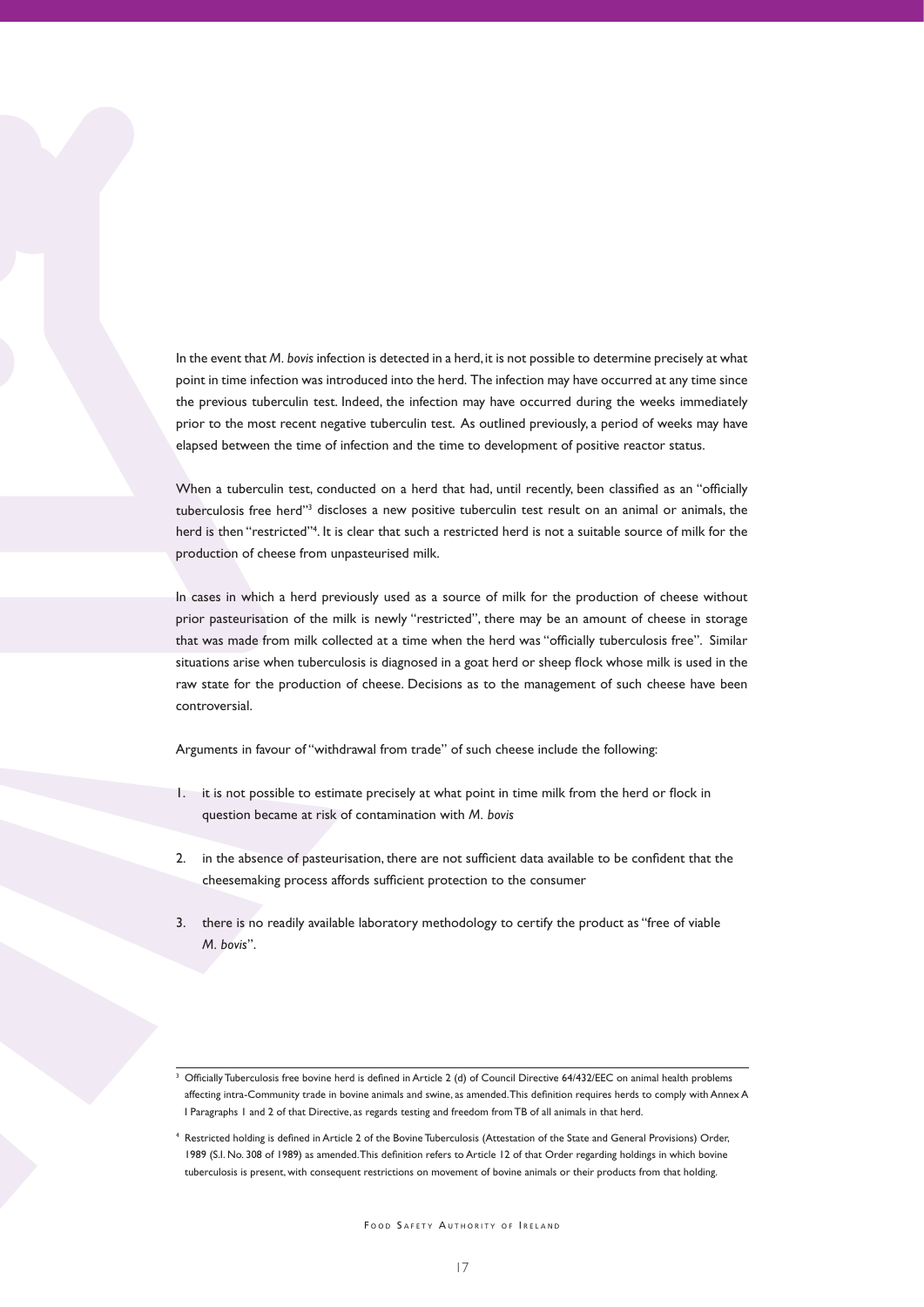In the event that *M. bovis* infection is detected in a herd, it is not possible to determine precisely at what point in time infection was introduced into the herd. The infection may have occurred at any time since the previous tuberculin test. Indeed, the infection may have occurred during the weeks immediately prior to the most recent negative tuberculin test. As outlined previously, a period of weeks may have elapsed between the time of infection and the time to development of positive reactor status.

When a tuberculin test, conducted on a herd that had, until recently, been classified as an "officially tuberculosis free herd"[3] discloses a new positive tuberculin test result on an animal or animals, the herd is then "restricted"[4]. It is clear that such a restricted herd is not a suitable source of milk for the production of cheese from unpasteurised milk.

In cases in which a herd previously used as a source of milk for the production of cheese without prior pasteurisation of the milk is newly "restricted", there may be an amount of cheese in storage that was made from milk collected at a time when the herd was "officially tuberculosis free". Similar situations arise when tuberculosis is diagnosed in a goat herd or sheep flock whose milk is used in the raw state for the production of cheese. Decisions as to the management of such cheese have been controversial.

Arguments in favour of "withdrawal from trade" of such cheese include the following:

1. it is not possible to estimate precisely at what point in time milk from the herd or flock in question became at risk of contamination with *M. bovis*

2. in the absence of pasteurisation, there are not sufficient data available to be confident that the cheesemaking process affords sufficient protection to the consumer

3. there is no readily available laboratory methodology to certify the product as "free of viable *M. bovis*".

---

[3] Officially Tuberculosis free bovine herd is defined in Article 2 (d) of Council Directive 64/432/EEC on animal health problems affecting intra-Community trade in bovine animals and swine, as amended. This definition requires herds to comply with Annex A I Paragraphs 1 and 2 of that Directive, as regards testing and freedom from TB of all animals in that herd.

[4] Restricted holding is defined in Article 2 of the Bovine Tuberculosis (Attestation of the State and General Provisions) Order, 1989 (S.I. No. 308 of 1989) as amended. This definition refers to Article 12 of that Order regarding holdings in which bovine tuberculosis is present, with consequent restrictions on movement of bovine animals or their products from that holding.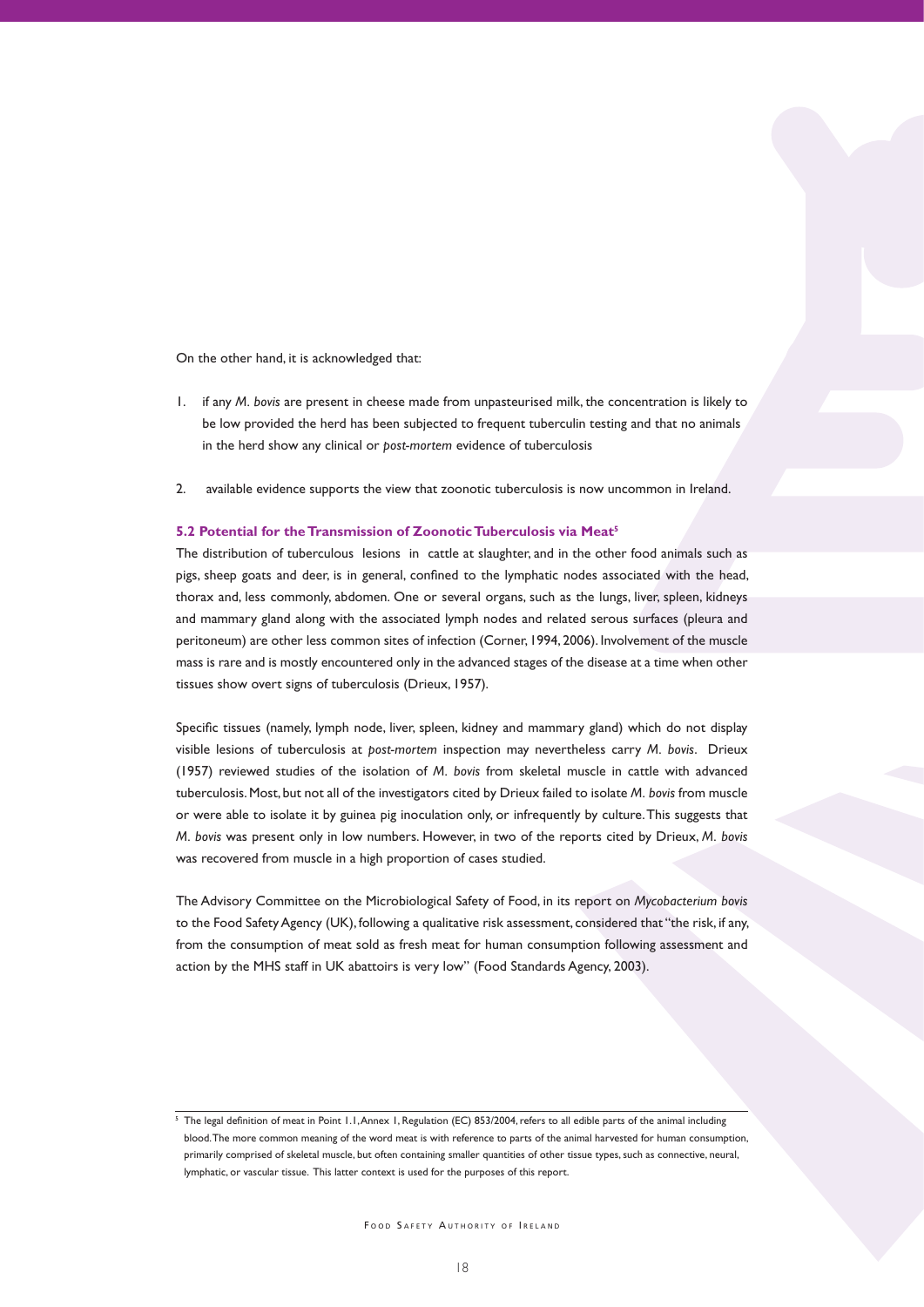On the other hand, it is acknowledged that:

1. if any *M. bovis* are present in cheese made from unpasteurised milk, the concentration is likely to be low provided the herd has been subjected to frequent tuberculin testing and that no animals in the herd show any clinical or *post-mortem* evidence of tuberculosis

2. available evidence supports the view that zoonotic tuberculosis is now uncommon in Ireland.

### 5.2 Potential for the Transmission of Zoonotic Tuberculosis via Meat[5]

The distribution of tuberculous lesions in cattle at slaughter, and in the other food animals such as pigs, sheep goats and deer, is in general, confined to the lymphatic nodes associated with the head, thorax and, less commonly, abdomen. One or several organs, such as the lungs, liver, spleen, kidneys and mammary gland along with the associated lymph nodes and related serous surfaces (pleura and peritoneum) are other less common sites of infection (Corner, 1994, 2006). Involvement of the muscle mass is rare and is mostly encountered only in the advanced stages of the disease at a time when other tissues show overt signs of tuberculosis (Drieux, 1957).

Specific tissues (namely, lymph node, liver, spleen, kidney and mammary gland) which do not display visible lesions of tuberculosis at *post-mortem* inspection may nevertheless carry *M. bovis*. Drieux (1957) reviewed studies of the isolation of *M. bovis* from skeletal muscle in cattle with advanced tuberculosis. Most, but not all of the investigators cited by Drieux failed to isolate *M. bovis* from muscle or were able to isolate it by guinea pig inoculation only, or infrequently by culture. This suggests that *M. bovis* was present only in low numbers. However, in two of the reports cited by Drieux, *M. bovis* was recovered from muscle in a high proportion of cases studied.

The Advisory Committee on the Microbiological Safety of Food, in its report on *Mycobacterium bovis* to the Food Safety Agency (UK), following a qualitative risk assessment, considered that "the risk, if any, from the consumption of meat sold as fresh meat for human consumption following assessment and action by the MHS staff in UK abattoirs is very low" (Food Standards Agency, 2003).

[5] The legal definition of meat in Point 1.1, Annex 1, Regulation (EC) 853/2004, refers to all edible parts of the animal including blood. The more common meaning of the word meat is with reference to parts of the animal harvested for human consumption, primarily comprised of skeletal muscle, but often containing smaller quantities of other tissue types, such as connective, neural, lymphatic, or vascular tissue. This latter context is used for the purposes of this report.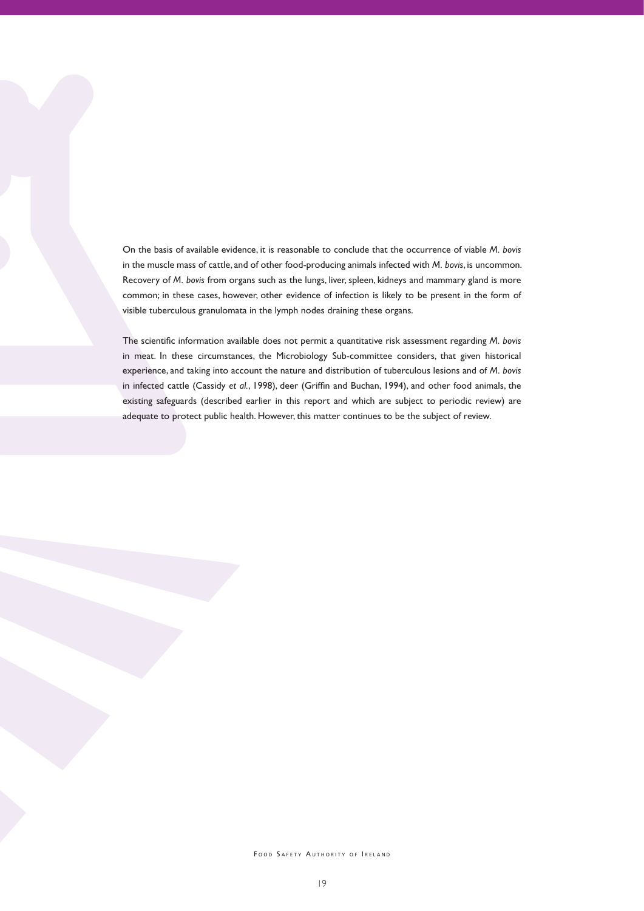On the basis of available evidence, it is reasonable to conclude that the occurrence of viable *M. bovis* in the muscle mass of cattle, and of other food-producing animals infected with *M. bovis*, is uncommon. Recovery of *M. bovis* from organs such as the lungs, liver, spleen, kidneys and mammary gland is more common; in these cases, however, other evidence of infection is likely to be present in the form of visible tuberculous granulomata in the lymph nodes draining these organs.

The scientific information available does not permit a quantitative risk assessment regarding *M. bovis* in meat. In these circumstances, the Microbiology Sub-committee considers, that given historical experience, and taking into account the nature and distribution of tuberculous lesions and of *M. bovis* in infected cattle (Cassidy *et al.*, 1998), deer (Griffin and Buchan, 1994), and other food animals, the existing safeguards (described earlier in this report and which are subject to periodic review) are adequate to protect public health. However, this matter continues to be the subject of review.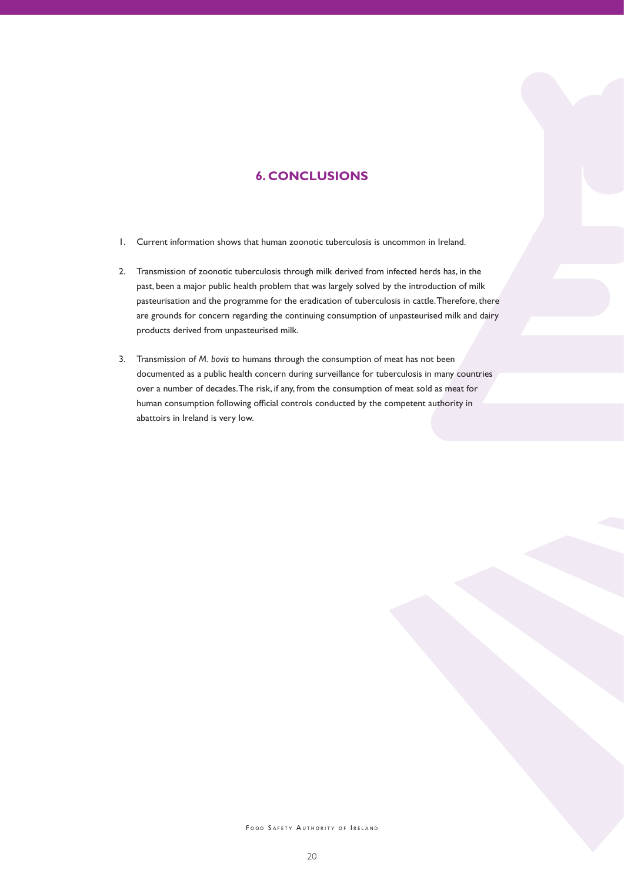# 6. CONCLUSIONS

1. Current information shows that human zoonotic tuberculosis is uncommon in Ireland.

2. Transmission of zoonotic tuberculosis through milk derived from infected herds has, in the past, been a major public health problem that was largely solved by the introduction of milk pasteurisation and the programme for the eradication of tuberculosis in cattle. Therefore, there are grounds for concern regarding the continuing consumption of unpasteurised milk and dairy products derived from unpasteurised milk.

3. Transmission of *M. bovis* to humans through the consumption of meat has not been documented as a public health concern during surveillance for tuberculosis in many countries over a number of decades. The risk, if any, from the consumption of meat sold as meat for human consumption following official controls conducted by the competent authority in abattoirs in Ireland is very low.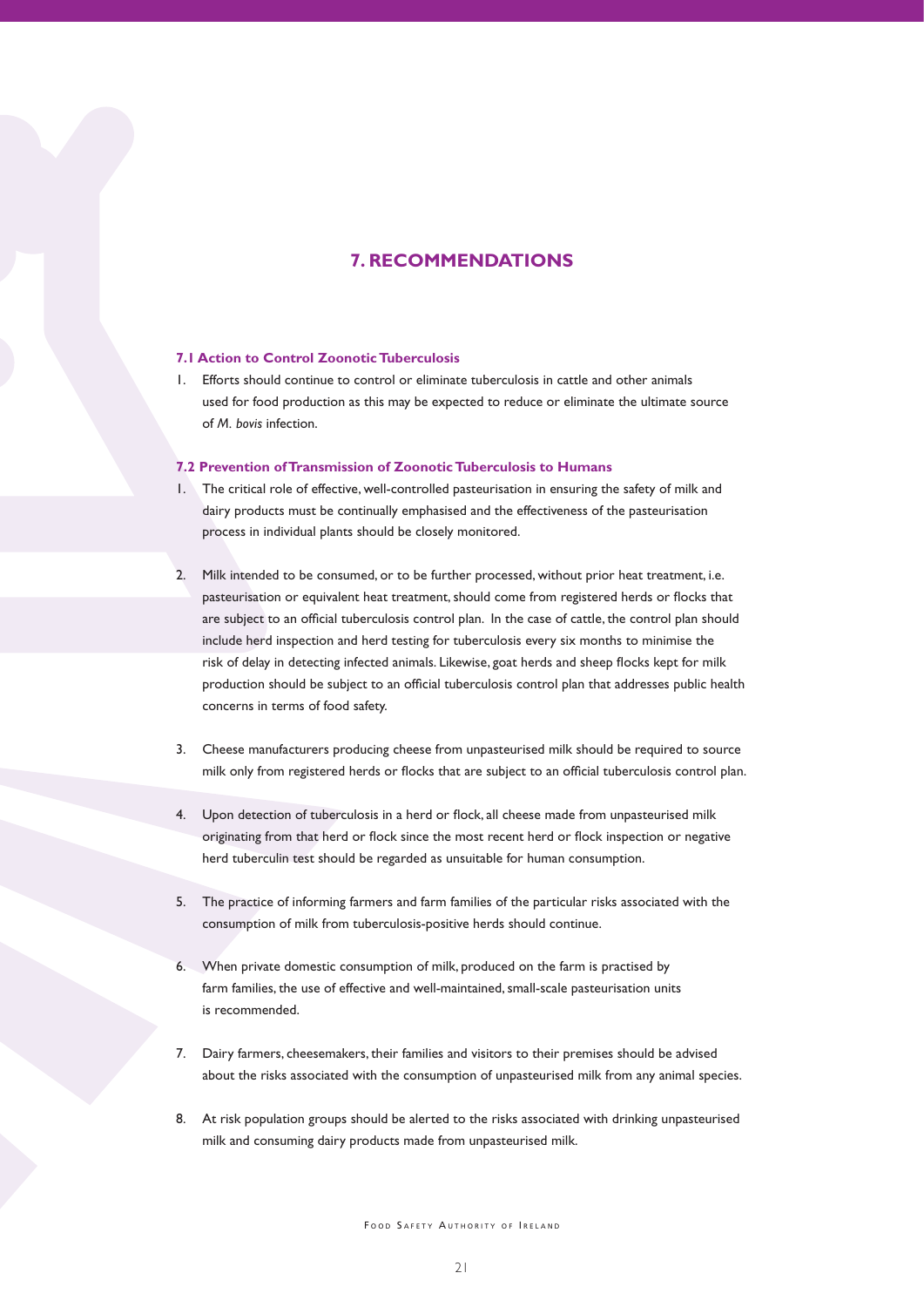# 7. RECOMMENDATIONS

### 7.1 Action to Control Zoonotic Tuberculosis

1. Efforts should continue to control or eliminate tuberculosis in cattle and other animals used for food production as this may be expected to reduce or eliminate the ultimate source of *M. bovis* infection.

### 7.2 Prevention of Transmission of Zoonotic Tuberculosis to Humans

1. The critical role of effective, well-controlled pasteurisation in ensuring the safety of milk and dairy products must be continually emphasised and the effectiveness of the pasteurisation process in individual plants should be closely monitored.

2. Milk intended to be consumed, or to be further processed, without prior heat treatment, i.e. pasteurisation or equivalent heat treatment, should come from registered herds or flocks that are subject to an official tuberculosis control plan. In the case of cattle, the control plan should include herd inspection and herd testing for tuberculosis every six months to minimise the risk of delay in detecting infected animals. Likewise, goat herds and sheep flocks kept for milk production should be subject to an official tuberculosis control plan that addresses public health concerns in terms of food safety.

3. Cheese manufacturers producing cheese from unpasteurised milk should be required to source milk only from registered herds or flocks that are subject to an official tuberculosis control plan.

4. Upon detection of tuberculosis in a herd or flock, all cheese made from unpasteurised milk originating from that herd or flock since the most recent herd or flock inspection or negative herd tuberculin test should be regarded as unsuitable for human consumption.

5. The practice of informing farmers and farm families of the particular risks associated with the consumption of milk from tuberculosis-positive herds should continue.

6. When private domestic consumption of milk, produced on the farm is practised by farm families, the use of effective and well-maintained, small-scale pasteurisation units is recommended.

7. Dairy farmers, cheesemakers, their families and visitors to their premises should be advised about the risks associated with the consumption of unpasteurised milk from any animal species.

8. At risk population groups should be alerted to the risks associated with drinking unpasteurised milk and consuming dairy products made from unpasteurised milk.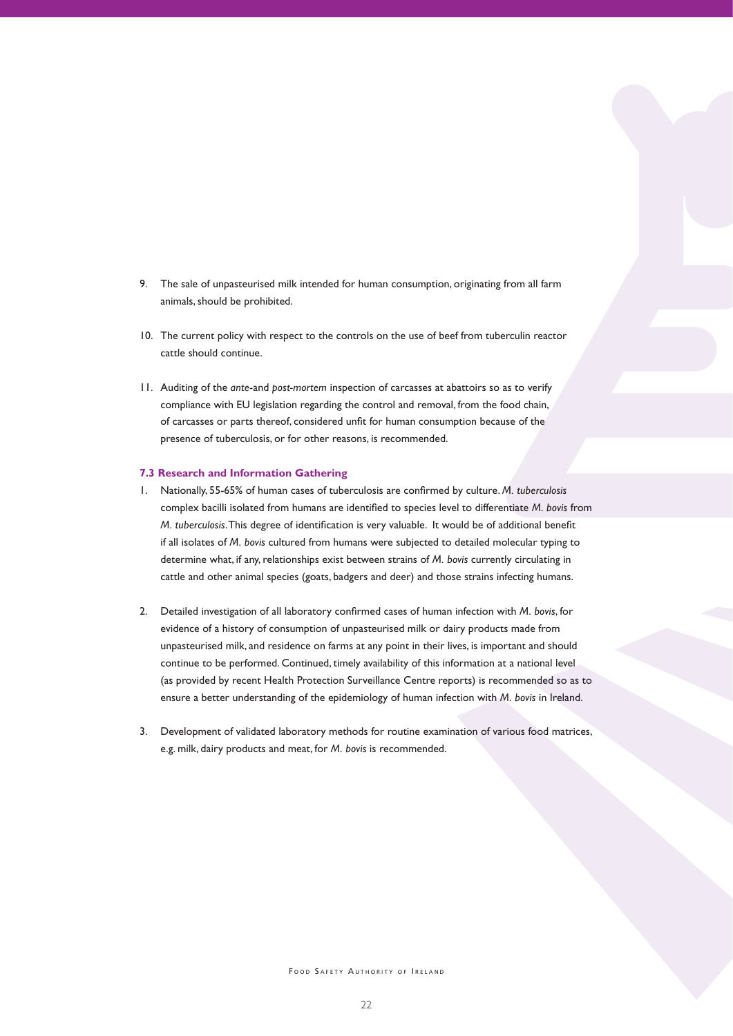9. The sale of unpasteurised milk intended for human consumption, originating from all farm animals, should be prohibited.

10. The current policy with respect to the controls on the use of beef from tuberculin reactor cattle should continue.

11. Auditing of the *ante*-and *post-mortem* inspection of carcasses at abattoirs so as to verify compliance with EU legislation regarding the control and removal, from the food chain, of carcasses or parts thereof, considered unfit for human consumption because of the presence of tuberculosis, or for other reasons, is recommended.

### 7.3 Research and Information Gathering

1. Nationally, 55-65% of human cases of tuberculosis are confirmed by culture. *M. tuberculosis* complex bacilli isolated from humans are identified to species level to differentiate *M. bovis* from *M. tuberculosis*. This degree of identification is very valuable. It would be of additional benefit if all isolates of *M. bovis* cultured from humans were subjected to detailed molecular typing to determine what, if any, relationships exist between strains of *M. bovis* currently circulating in cattle and other animal species (goats, badgers and deer) and those strains infecting humans.

2. Detailed investigation of all laboratory confirmed cases of human infection with *M. bovis*, for evidence of a history of consumption of unpasteurised milk or dairy products made from unpasteurised milk, and residence on farms at any point in their lives, is important and should continue to be performed. Continued, timely availability of this information at a national level (as provided by recent Health Protection Surveillance Centre reports) is recommended so as to ensure a better understanding of the epidemiology of human infection with *M. bovis* in Ireland.

3. Development of validated laboratory methods for routine examination of various food matrices, e.g. milk, dairy products and meat, for *M. bovis* is recommended.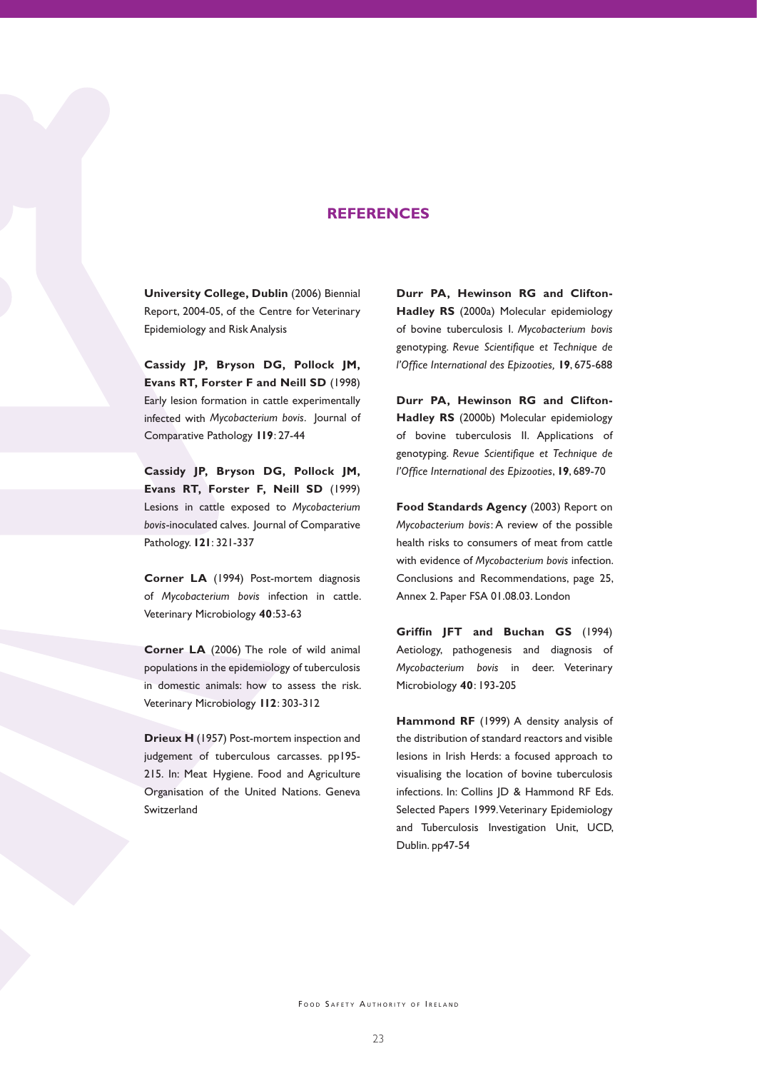## REFERENCES

**University College, Dublin** (2006) Biennial Report, 2004-05, of the Centre for Veterinary Epidemiology and Risk Analysis

**Cassidy JP, Bryson DG, Pollock JM, Evans RT, Forster F and Neill SD** (1998) Early lesion formation in cattle experimentally infected with *Mycobacterium bovis*. Journal of Comparative Pathology **119**: 27-44

**Cassidy JP, Bryson DG, Pollock JM, Evans RT, Forster F, Neill SD** (1999) Lesions in cattle exposed to *Mycobacterium bovis*-inoculated calves. Journal of Comparative Pathology. **121**: 321-337

**Corner LA** (1994) Post-mortem diagnosis of *Mycobacterium bovis* infection in cattle. Veterinary Microbiology **40**:53-63

**Corner LA** (2006) The role of wild animal populations in the epidemiology of tuberculosis in domestic animals: how to assess the risk. Veterinary Microbiology **112**: 303-312

**Drieux H** (1957) Post-mortem inspection and judgement of tuberculous carcasses. pp195-215. In: Meat Hygiene. Food and Agriculture Organisation of the United Nations. Geneva Switzerland

**Durr PA, Hewinson RG and Clifton-Hadley RS** (2000a) Molecular epidemiology of bovine tuberculosis I. *Mycobacterium bovis* genotyping. *Revue Scientifique et Technique de l'Office International des Epizooties,* **19**, 675-688

**Durr PA, Hewinson RG and Clifton-Hadley RS** (2000b) Molecular epidemiology of bovine tuberculosis II. Applications of genotyping. *Revue Scientifique et Technique de l'Office International des Epizooties*, **19**, 689-70

**Food Standards Agency** (2003) Report on *Mycobacterium bovis*: A review of the possible health risks to consumers of meat from cattle with evidence of *Mycobacterium bovis* infection. Conclusions and Recommendations, page 25, Annex 2. Paper FSA 01.08.03. London

**Griffin JFT and Buchan GS** (1994) Aetiology, pathogenesis and diagnosis of *Mycobacterium bovis* in deer. Veterinary Microbiology **40**: 193-205

**Hammond RF** (1999) A density analysis of the distribution of standard reactors and visible lesions in Irish Herds: a focused approach to visualising the location of bovine tuberculosis infections. In: Collins JD & Hammond RF Eds. Selected Papers 1999. Veterinary Epidemiology and Tuberculosis Investigation Unit, UCD, Dublin. pp47-54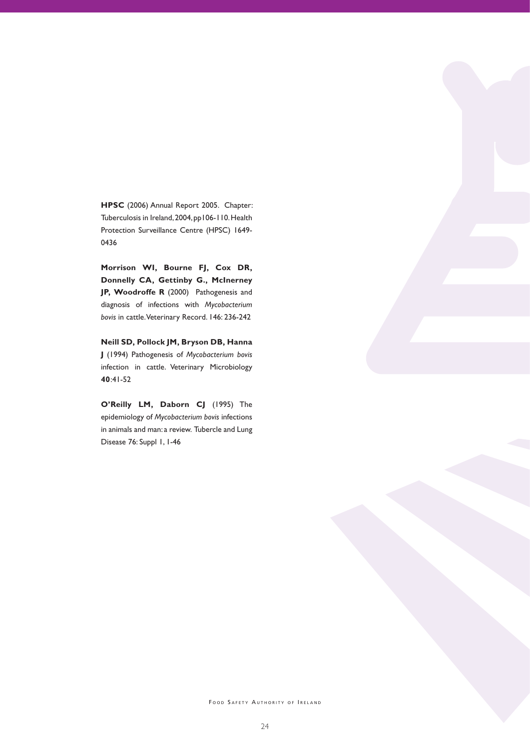**HPSC** (2006) Annual Report 2005. Chapter: Tuberculosis in Ireland, 2004, pp106-110. Health Protection Surveillance Centre (HPSC) 1649-0436

**Morrison WI, Bourne FJ, Cox DR, Donnelly CA, Gettinby G., McInerney JP, Woodroffe R** (2000) Pathogenesis and diagnosis of infections with *Mycobacterium bovis* in cattle. Veterinary Record. 146: 236-242

**Neill SD, Pollock JM, Bryson DB, Hanna J** (1994) Pathogenesis of *Mycobacterium bovis* infection in cattle. Veterinary Microbiology **40**:41-52

**O'Reilly LM, Daborn CJ** (1995) The epidemiology of *Mycobacterium bovis* infections in animals and man: a review. Tubercle and Lung Disease 76: Suppl 1, 1-46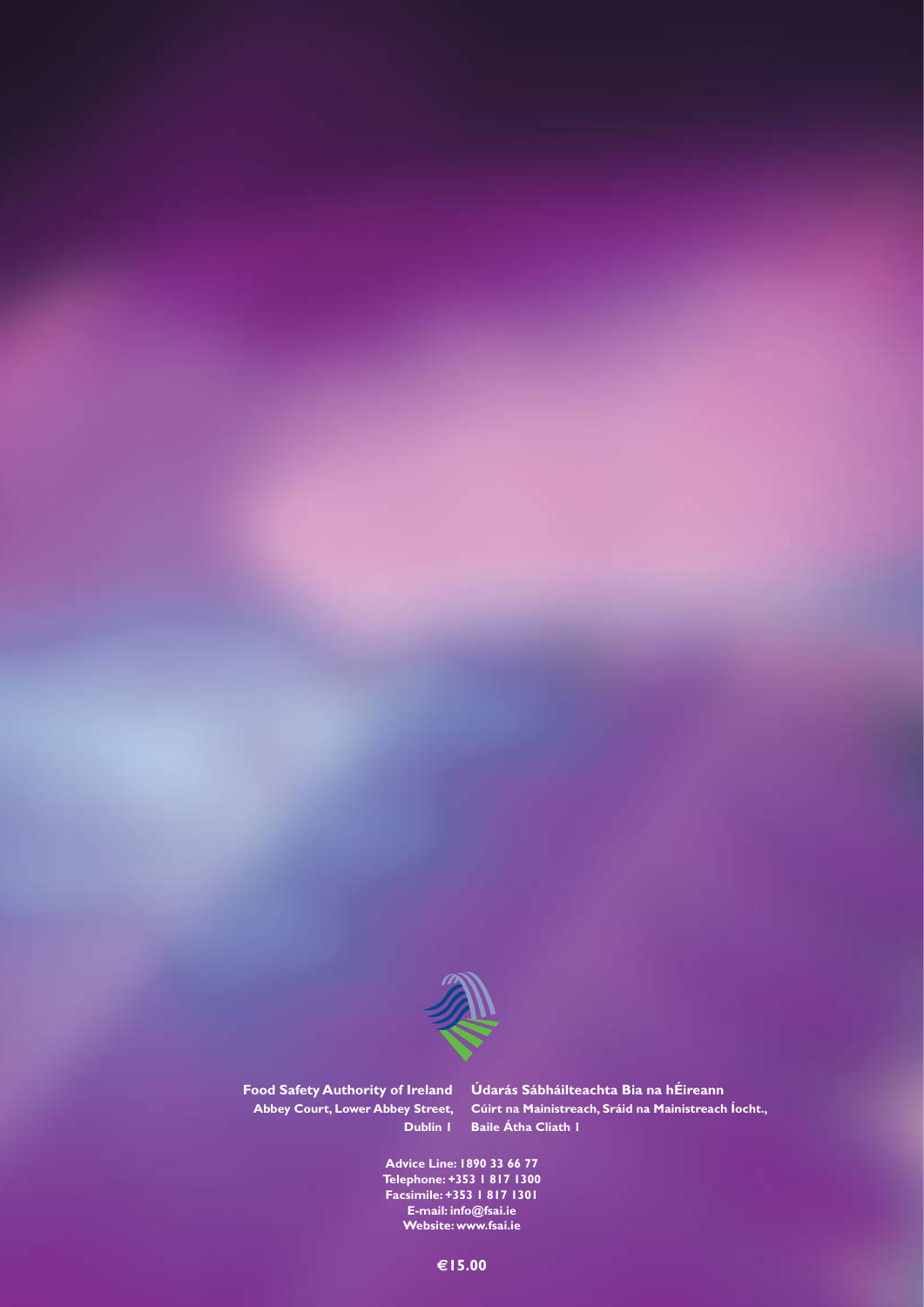**Food Safety Authority of Ireland**
Abbey Court, Lower Abbey Street,
Dublin 1

**Údarás Sábháilteachta Bia na hÉireann**
Cúirt na Mainistreach, Sráid na Mainistreach Íocht.,
Baile Átha Cliath 1

Advice Line: 1890 33 66 77
Telephone: +353 1 817 1300
Facsimile: +353 1 817 1301
E-mail: info@fsai.ie
Website: www.fsai.ie

€15.00